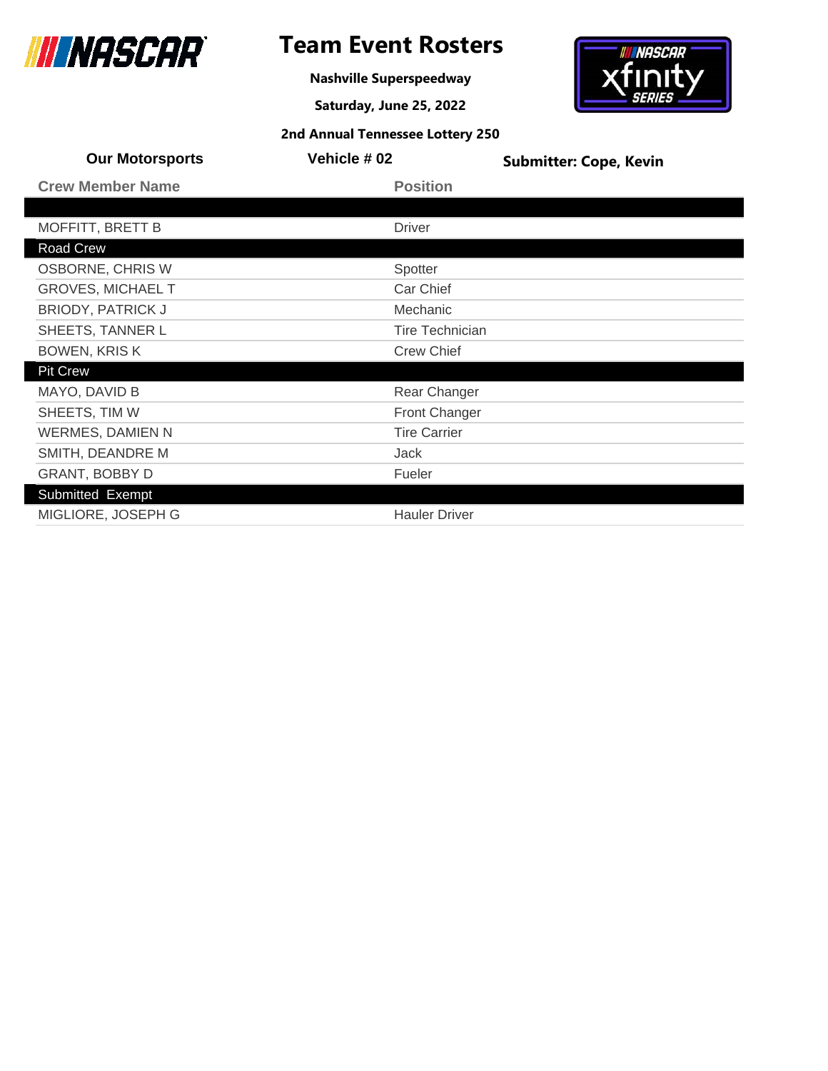# Team Event Rosters

**Nashville Superspeedway**

**Saturday, June 25, 2022**

**2nd Annual Tennessee Lottery 250**

**Our Motorsports** | **Vehicle # 02** | **Submitter: Cope, Kevin**

| Crew Member Name | Position |
|---|---|
| | |
| MOFFITT, BRETT B | Driver |
| **Road Crew** | |
| OSBORNE, CHRIS W | Spotter |
| GROVES, MICHAEL T | Car Chief |
| BRIODY, PATRICK J | Mechanic |
| SHEETS, TANNER L | Tire Technician |
| BOWEN, KRIS K | Crew Chief |
| **Pit Crew** | |
| MAYO, DAVID B | Rear Changer |
| SHEETS, TIM W | Front Changer |
| WERMES, DAMIEN N | Tire Carrier |
| SMITH, DEANDRE M | Jack |
| GRANT, BOBBY D | Fueler |
| **Submitted Exempt** | |
| MIGLIORE, JOSEPH G | Hauler Driver |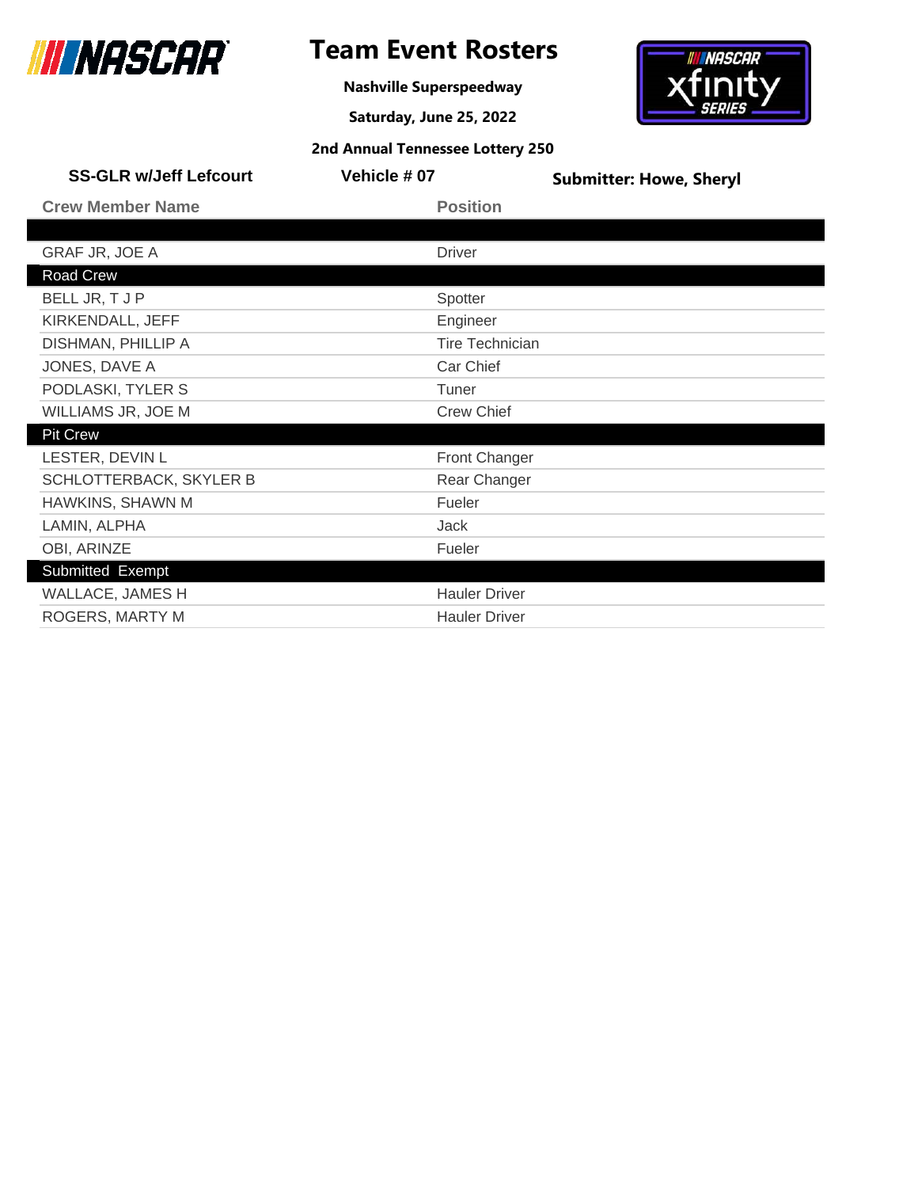# Team Event Rosters

**Nashville Superspeedway**

**Saturday, June 25, 2022**

**2nd Annual Tennessee Lottery 250**

**SS-GLR w/Jeff Lefcourt** | **Vehicle # 07** | **Submitter: Howe, Sheryl**

| Crew Member Name | Position |
|---|---|
| | |
| GRAF JR, JOE A | Driver |
| **Road Crew** | |
| BELL JR, T J P | Spotter |
| KIRKENDALL, JEFF | Engineer |
| DISHMAN, PHILLIP A | Tire Technician |
| JONES, DAVE A | Car Chief |
| PODLASKI, TYLER S | Tuner |
| WILLIAMS JR, JOE M | Crew Chief |
| **Pit Crew** | |
| LESTER, DEVIN L | Front Changer |
| SCHLOTTERBACK, SKYLER B | Rear Changer |
| HAWKINS, SHAWN M | Fueler |
| LAMIN, ALPHA | Jack |
| OBI, ARINZE | Fueler |
| **Submitted Exempt** | |
| WALLACE, JAMES H | Hauler Driver |
| ROGERS, MARTY M | Hauler Driver |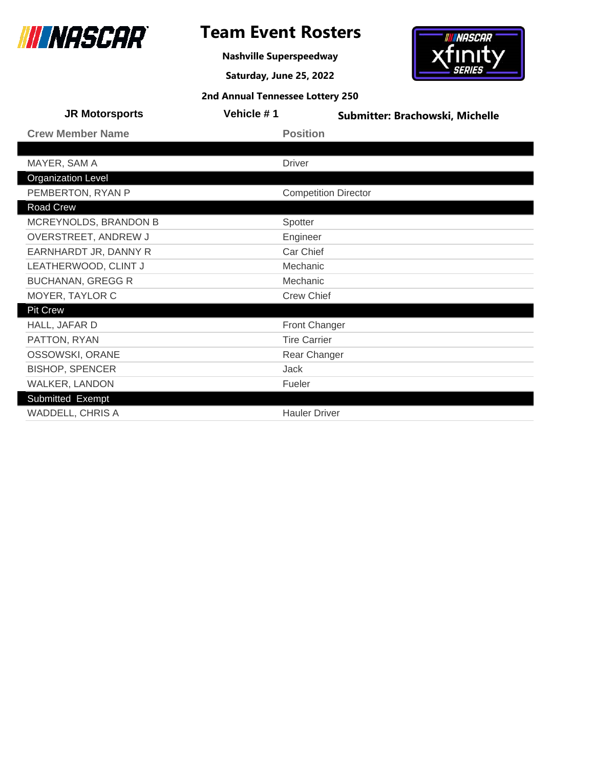# Team Event Rosters

**Nashville Superspeedway**

**Saturday, June 25, 2022**

**2nd Annual Tennessee Lottery 250**

**JR Motorsports** | **Vehicle # 1** | **Submitter: Brachowski, Michelle**

| Crew Member Name | Position |
|---|---|
| | |
| MAYER, SAM A | Driver |
| **Organization Level** | |
| PEMBERTON, RYAN P | Competition Director |
| **Road Crew** | |
| MCREYNOLDS, BRANDON B | Spotter |
| OVERSTREET, ANDREW J | Engineer |
| EARNHARDT JR, DANNY R | Car Chief |
| LEATHERWOOD, CLINT J | Mechanic |
| BUCHANAN, GREGG R | Mechanic |
| MOYER, TAYLOR C | Crew Chief |
| **Pit Crew** | |
| HALL, JAFAR D | Front Changer |
| PATTON, RYAN | Tire Carrier |
| OSSOWSKI, ORANE | Rear Changer |
| BISHOP, SPENCER | Jack |
| WALKER, LANDON | Fueler |
| **Submitted Exempt** | |
| WADDELL, CHRIS A | Hauler Driver |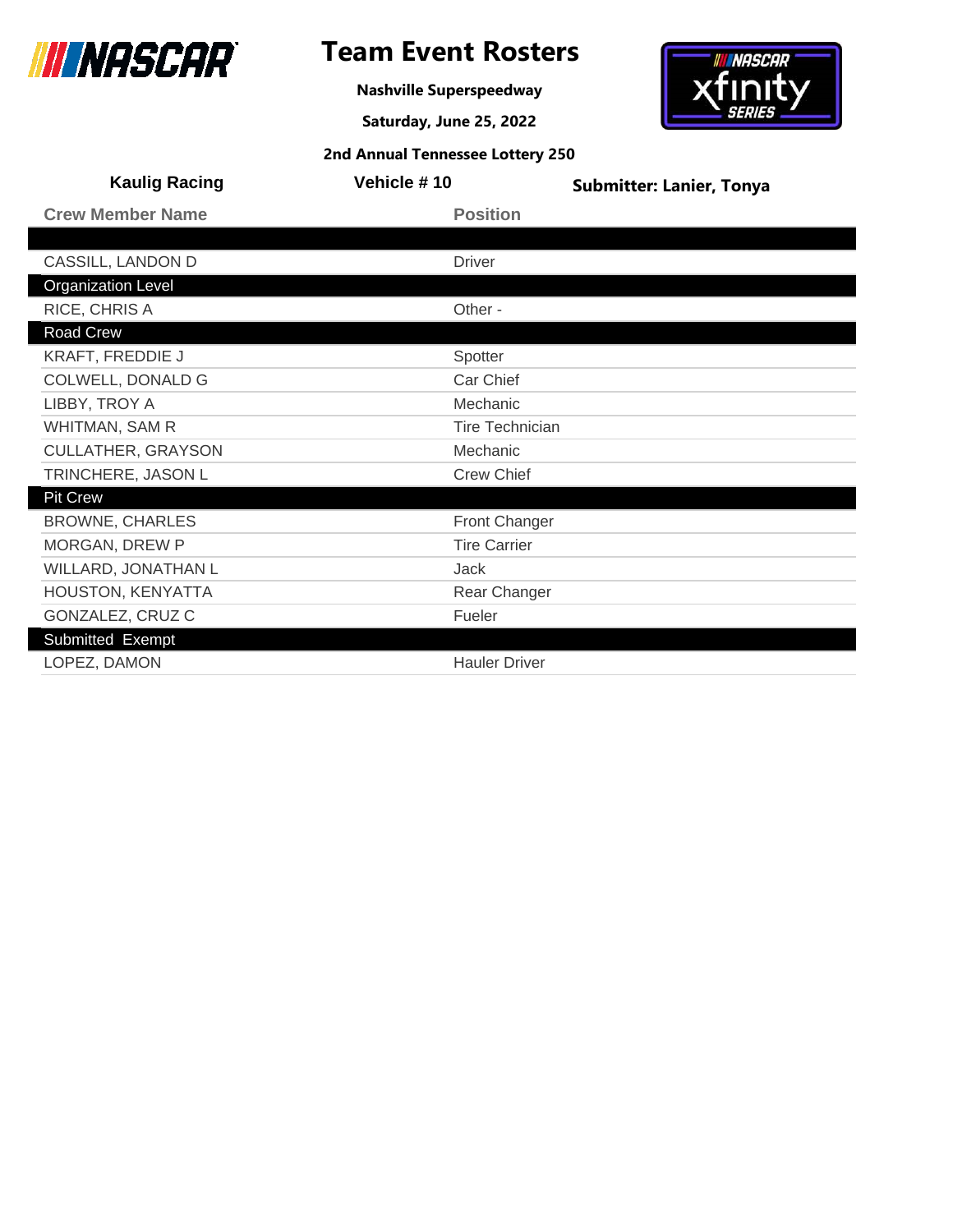# Team Event Rosters

**Nashville Superspeedway**

**Saturday, June 25, 2022**

**2nd Annual Tennessee Lottery 250**

**Kaulig Racing** | **Vehicle # 10** | **Submitter: Lanier, Tonya**

| Crew Member Name | Position |
|---|---|
| | |
| CASSILL, LANDON D | Driver |
| **Organization Level** | |
| RICE, CHRIS A | Other - |
| **Road Crew** | |
| KRAFT, FREDDIE J | Spotter |
| COLWELL, DONALD G | Car Chief |
| LIBBY, TROY A | Mechanic |
| WHITMAN, SAM R | Tire Technician |
| CULLATHER, GRAYSON | Mechanic |
| TRINCHERE, JASON L | Crew Chief |
| **Pit Crew** | |
| BROWNE, CHARLES | Front Changer |
| MORGAN, DREW P | Tire Carrier |
| WILLARD, JONATHAN L | Jack |
| HOUSTON, KENYATTA | Rear Changer |
| GONZALEZ, CRUZ C | Fueler |
| **Submitted Exempt** | |
| LOPEZ, DAMON | Hauler Driver |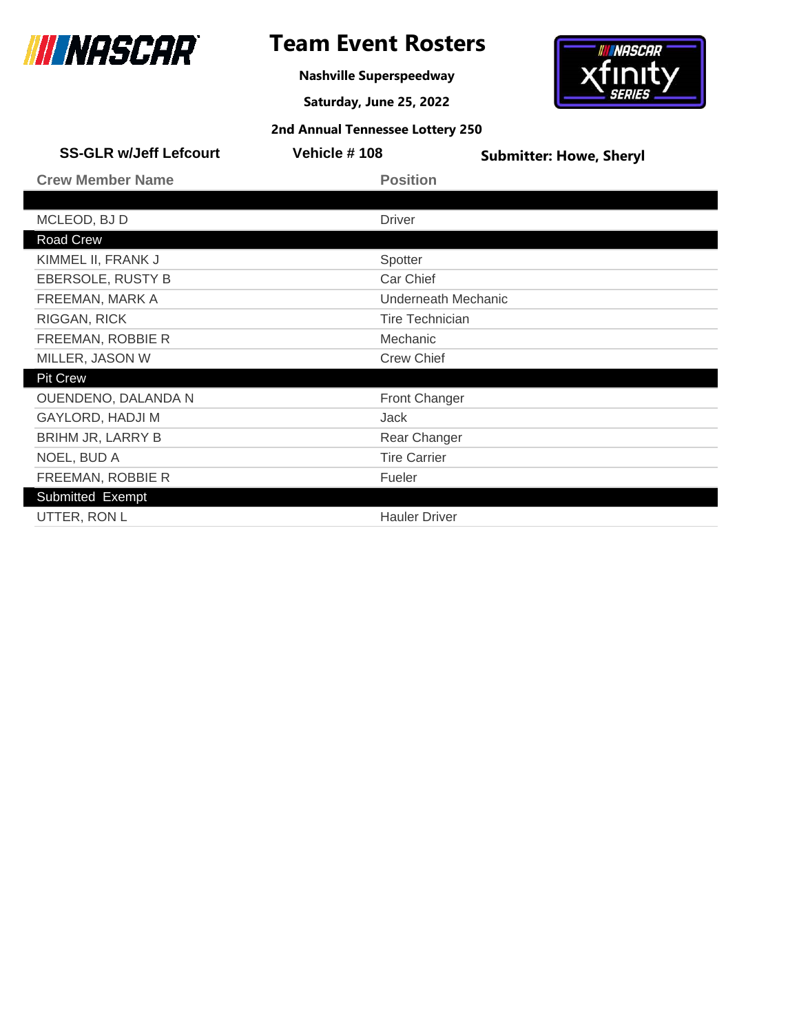# Team Event Rosters

**Nashville Superspeedway**

**Saturday, June 25, 2022**

**2nd Annual Tennessee Lottery 250**

**SS-GLR w/Jeff Lefcourt** | **Vehicle # 108** | **Submitter: Howe, Sheryl**

| Crew Member Name | Position |
|---|---|
| | |
| MCLEOD, BJ D | Driver |
| **Road Crew** | |
| KIMMEL II, FRANK J | Spotter |
| EBERSOLE, RUSTY B | Car Chief |
| FREEMAN, MARK A | Underneath Mechanic |
| RIGGAN, RICK | Tire Technician |
| FREEMAN, ROBBIE R | Mechanic |
| MILLER, JASON W | Crew Chief |
| **Pit Crew** | |
| OUENDENO, DALANDA N | Front Changer |
| GAYLORD, HADJI M | Jack |
| BRIHM JR, LARRY B | Rear Changer |
| NOEL, BUD A | Tire Carrier |
| FREEMAN, ROBBIE R | Fueler |
| **Submitted Exempt** | |
| UTTER, RON L | Hauler Driver |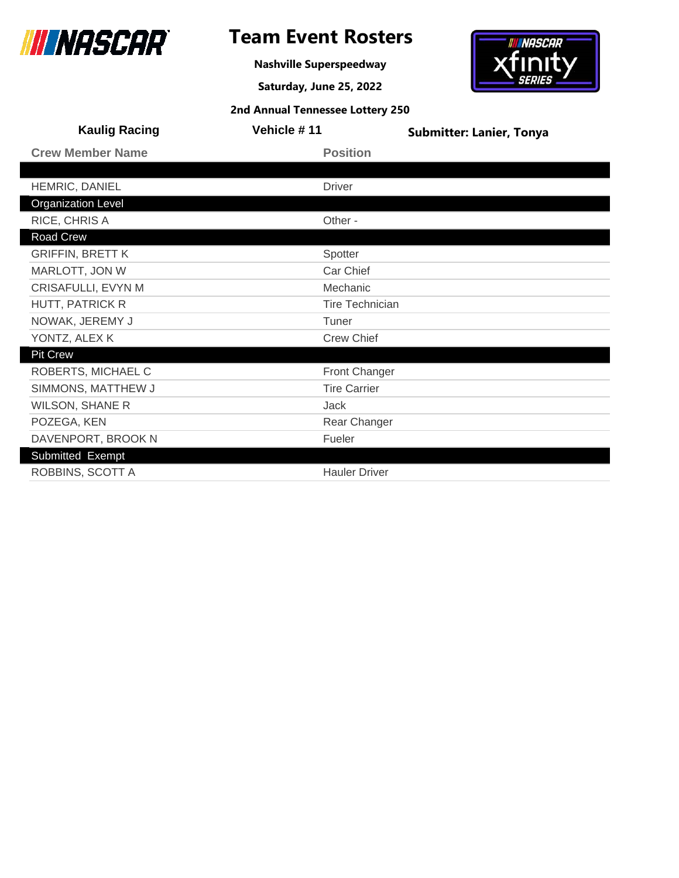# Team Event Rosters

**Nashville Superspeedway**

**Saturday, June 25, 2022**

**2nd Annual Tennessee Lottery 250**

**Kaulig Racing** | **Vehicle # 11** | **Submitter: Lanier, Tonya**

| Crew Member Name | Position |
|---|---|
| | |
| HEMRIC, DANIEL | Driver |
| **Organization Level** | |
| RICE, CHRIS A | Other - |
| **Road Crew** | |
| GRIFFIN, BRETT K | Spotter |
| MARLOTT, JON W | Car Chief |
| CRISAFULLI, EVYN M | Mechanic |
| HUTT, PATRICK R | Tire Technician |
| NOWAK, JEREMY J | Tuner |
| YONTZ, ALEX K | Crew Chief |
| **Pit Crew** | |
| ROBERTS, MICHAEL C | Front Changer |
| SIMMONS, MATTHEW J | Tire Carrier |
| WILSON, SHANE R | Jack |
| POZEGA, KEN | Rear Changer |
| DAVENPORT, BROOK N | Fueler |
| **Submitted Exempt** | |
| ROBBINS, SCOTT A | Hauler Driver |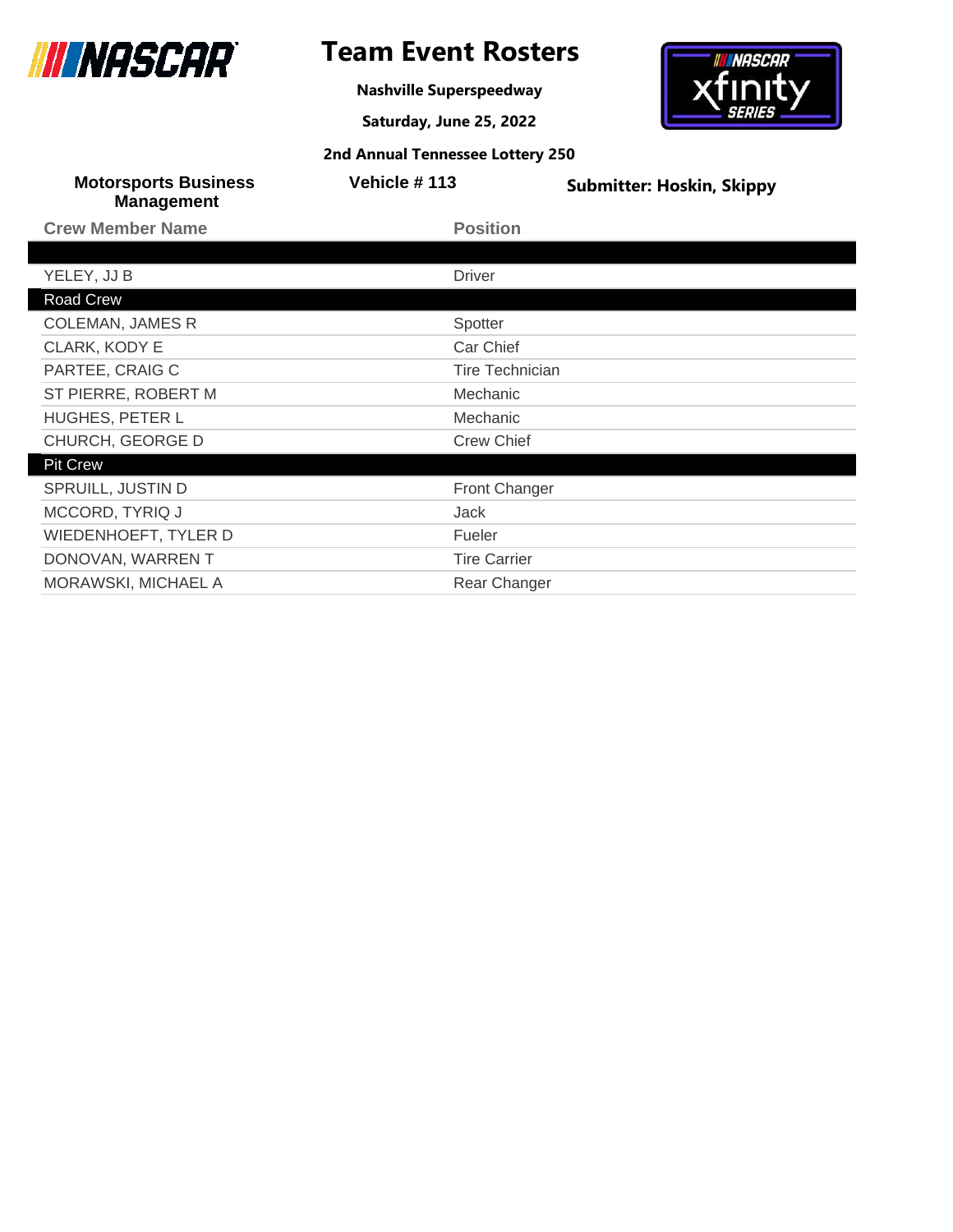# Team Event Rosters

**Nashville Superspeedway**

**Saturday, June 25, 2022**

**2nd Annual Tennessee Lottery 250**

**Motorsports Business Management** | **Vehicle # 113** | **Submitter: Hoskin, Skippy**

| Crew Member Name | Position |
|---|---|
| | |
| YELEY, JJ B | Driver |
| **Road Crew** | |
| COLEMAN, JAMES R | Spotter |
| CLARK, KODY E | Car Chief |
| PARTEE, CRAIG C | Tire Technician |
| ST PIERRE, ROBERT M | Mechanic |
| HUGHES, PETER L | Mechanic |
| CHURCH, GEORGE D | Crew Chief |
| **Pit Crew** | |
| SPRUILL, JUSTIN D | Front Changer |
| MCCORD, TYRIQ J | Jack |
| WIEDENHOEFT, TYLER D | Fueler |
| DONOVAN, WARREN T | Tire Carrier |
| MORAWSKI, MICHAEL A | Rear Changer |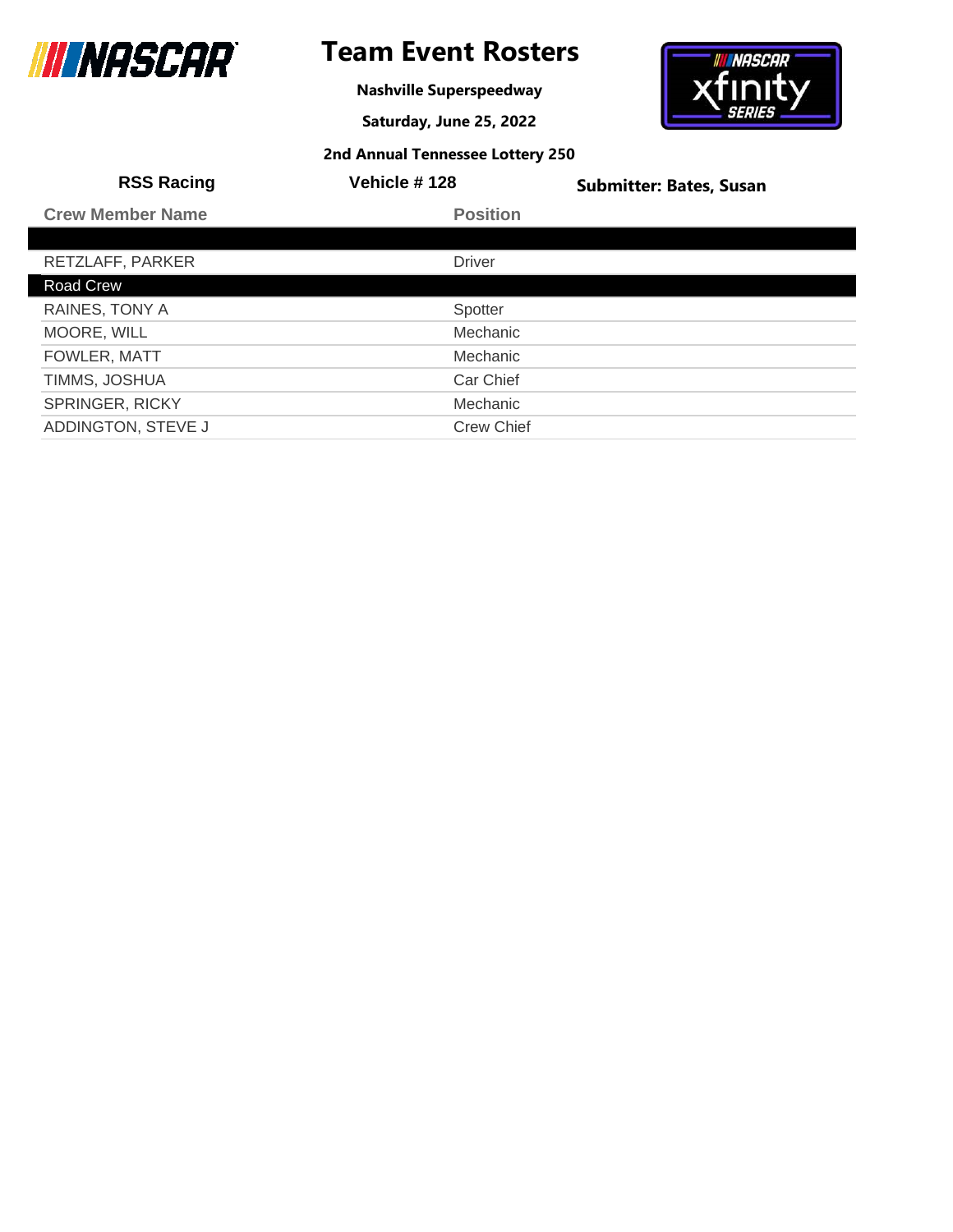# Team Event Rosters

**Nashville Superspeedway**

**Saturday, June 25, 2022**

**2nd Annual Tennessee Lottery 250**

**RSS Racing** | **Vehicle # 128** | **Submitter: Bates, Susan**

| Crew Member Name | Position |
|---|---|
| | |
| RETZLAFF, PARKER | Driver |
| Road Crew | |
| RAINES, TONY A | Spotter |
| MOORE, WILL | Mechanic |
| FOWLER, MATT | Mechanic |
| TIMMS, JOSHUA | Car Chief |
| SPRINGER, RICKY | Mechanic |
| ADDINGTON, STEVE J | Crew Chief |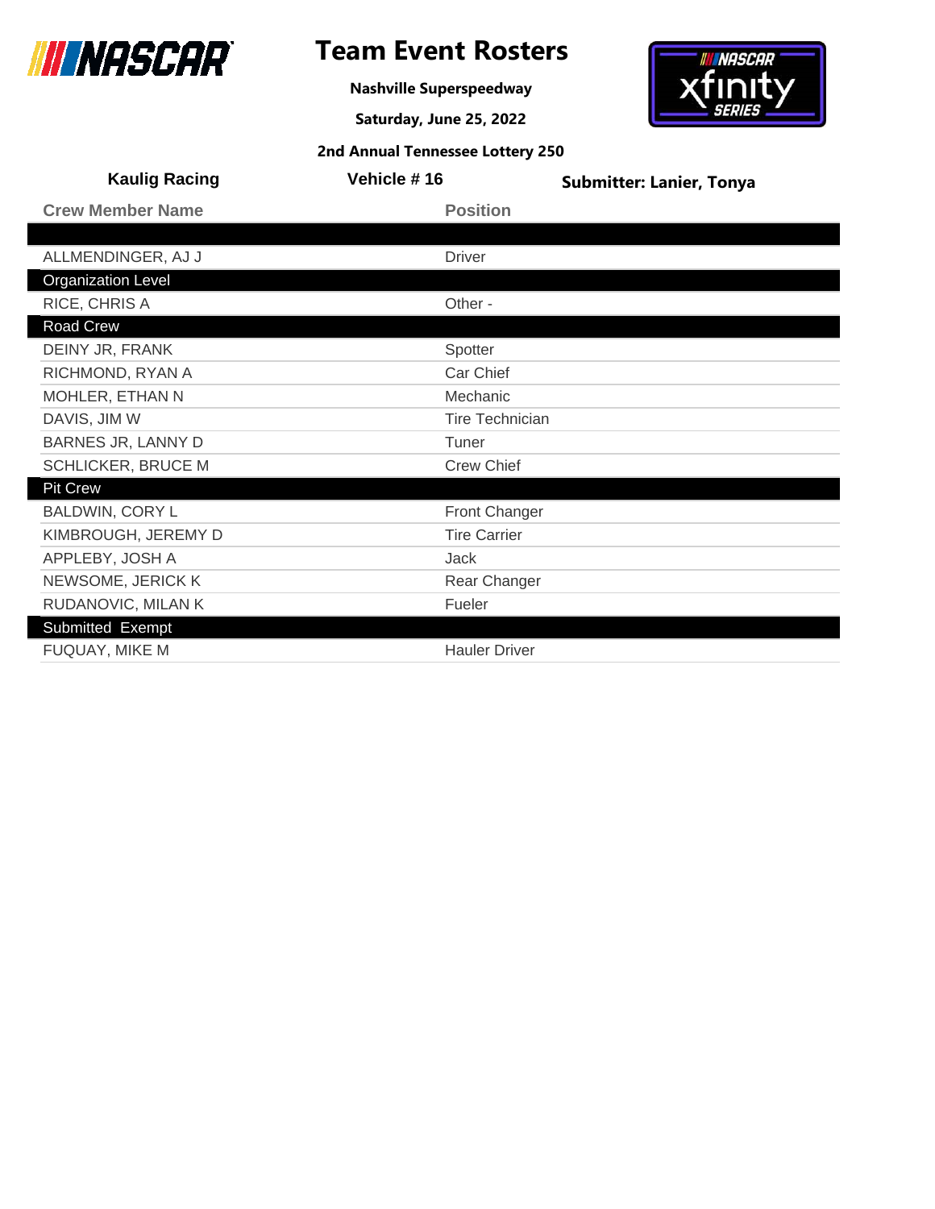# Team Event Rosters

**Nashville Superspeedway**

**Saturday, June 25, 2022**

**2nd Annual Tennessee Lottery 250**

**Kaulig Racing** | **Vehicle # 16** | **Submitter: Lanier, Tonya**

| Crew Member Name | Position |
|---|---|
| | |
| ALLMENDINGER, AJ J | Driver |
| **Organization Level** | |
| RICE, CHRIS A | Other - |
| **Road Crew** | |
| DEINY JR, FRANK | Spotter |
| RICHMOND, RYAN A | Car Chief |
| MOHLER, ETHAN N | Mechanic |
| DAVIS, JIM W | Tire Technician |
| BARNES JR, LANNY D | Tuner |
| SCHLICKER, BRUCE M | Crew Chief |
| **Pit Crew** | |
| BALDWIN, CORY L | Front Changer |
| KIMBROUGH, JEREMY D | Tire Carrier |
| APPLEBY, JOSH A | Jack |
| NEWSOME, JERICK K | Rear Changer |
| RUDANOVIC, MILAN K | Fueler |
| **Submitted Exempt** | |
| FUQUAY, MIKE M | Hauler Driver |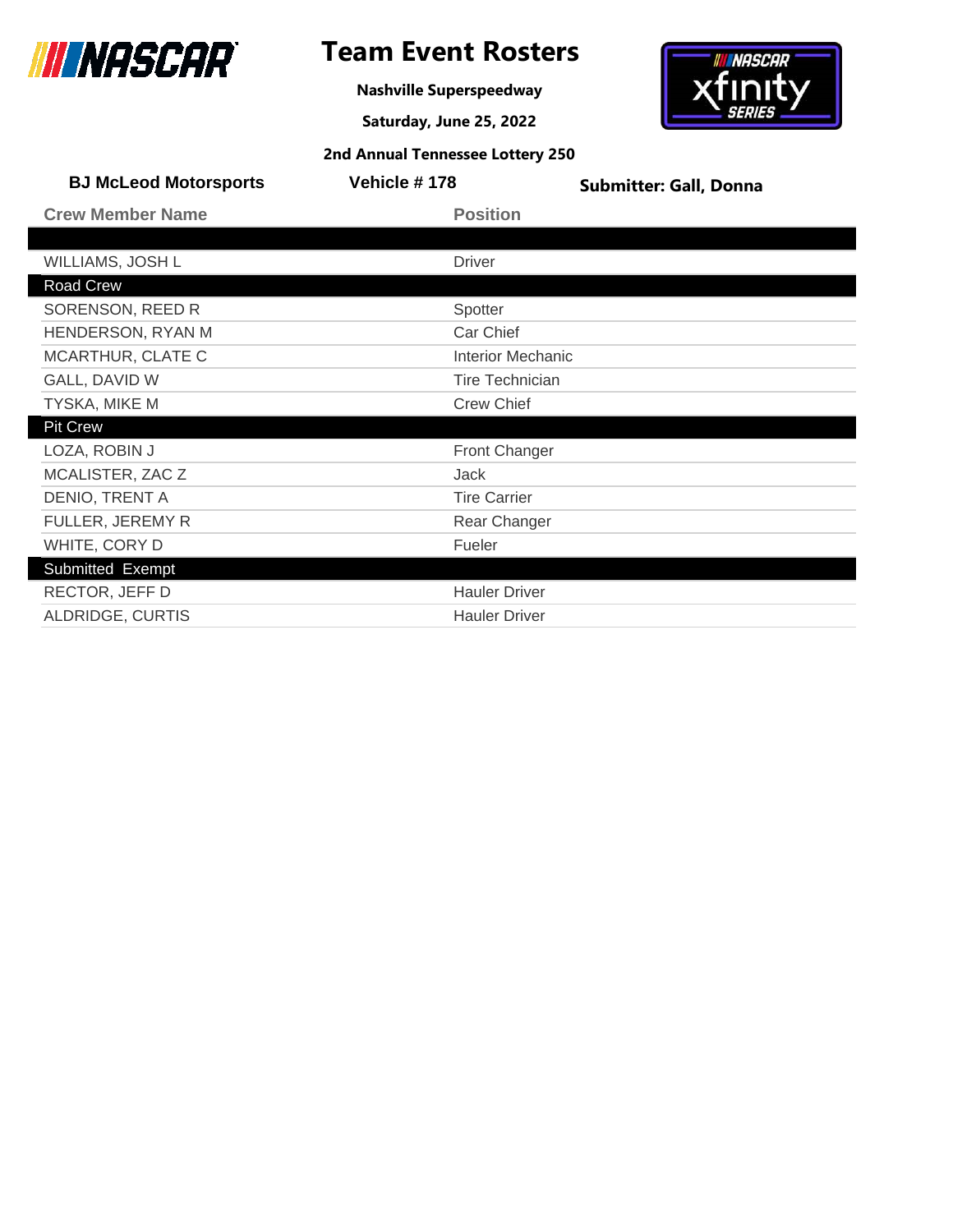# Team Event Rosters

**Nashville Superspeedway**

**Saturday, June 25, 2022**

**2nd Annual Tennessee Lottery 250**

**BJ McLeod Motorsports** | **Vehicle # 178** | **Submitter: Gall, Donna**

| Crew Member Name | Position |
|---|---|
| | |
| WILLIAMS, JOSH L | Driver |
| **Road Crew** | |
| SORENSON, REED R | Spotter |
| HENDERSON, RYAN M | Car Chief |
| MCARTHUR, CLATE C | Interior Mechanic |
| GALL, DAVID W | Tire Technician |
| TYSKA, MIKE M | Crew Chief |
| **Pit Crew** | |
| LOZA, ROBIN J | Front Changer |
| MCALISTER, ZAC Z | Jack |
| DENIO, TRENT A | Tire Carrier |
| FULLER, JEREMY R | Rear Changer |
| WHITE, CORY D | Fueler |
| **Submitted Exempt** | |
| RECTOR, JEFF D | Hauler Driver |
| ALDRIDGE, CURTIS | Hauler Driver |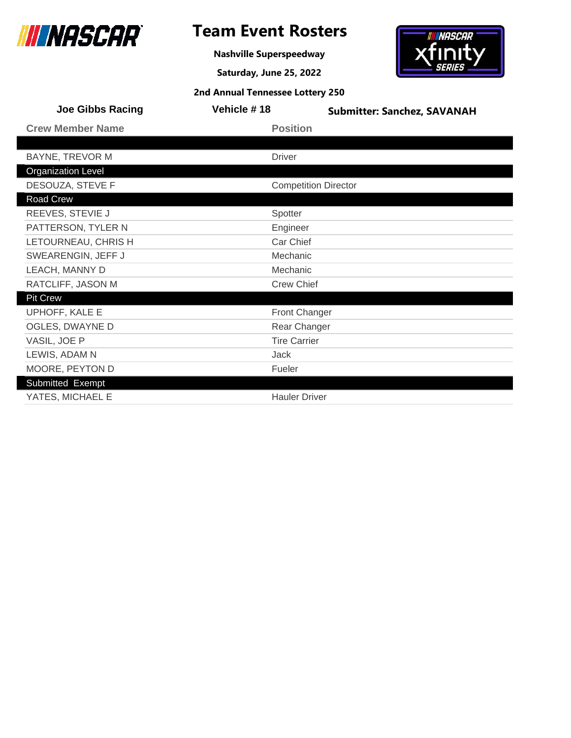# Team Event Rosters

**Nashville Superspeedway**

**Saturday, June 25, 2022**

**2nd Annual Tennessee Lottery 250**

**Joe Gibbs Racing** | **Vehicle # 18** | **Submitter: Sanchez, SAVANAH**

| Crew Member Name | Position |
|---|---|
| | |
| BAYNE, TREVOR M | Driver |
| **Organization Level** | |
| DESOUZA, STEVE F | Competition Director |
| **Road Crew** | |
| REEVES, STEVIE J | Spotter |
| PATTERSON, TYLER N | Engineer |
| LETOURNEAU, CHRIS H | Car Chief |
| SWEARENGIN, JEFF J | Mechanic |
| LEACH, MANNY D | Mechanic |
| RATCLIFF, JASON M | Crew Chief |
| **Pit Crew** | |
| UPHOFF, KALE E | Front Changer |
| OGLES, DWAYNE D | Rear Changer |
| VASIL, JOE P | Tire Carrier |
| LEWIS, ADAM N | Jack |
| MOORE, PEYTON D | Fueler |
| **Submitted Exempt** | |
| YATES, MICHAEL E | Hauler Driver |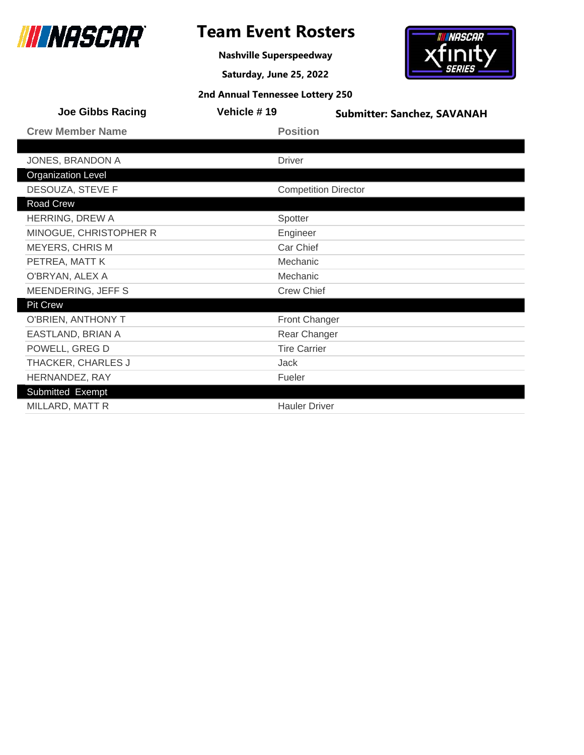# Team Event Rosters

**Nashville Superspeedway**

**Saturday, June 25, 2022**

**2nd Annual Tennessee Lottery 250**

**Joe Gibbs Racing** | **Vehicle # 19** | **Submitter: Sanchez, SAVANAH**

| Crew Member Name | Position |
|---|---|
| | |
| JONES, BRANDON A | Driver |
| **Organization Level** | |
| DESOUZA, STEVE F | Competition Director |
| **Road Crew** | |
| HERRING, DREW A | Spotter |
| MINOGUE, CHRISTOPHER R | Engineer |
| MEYERS, CHRIS M | Car Chief |
| PETREA, MATT K | Mechanic |
| O'BRYAN, ALEX A | Mechanic |
| MEENDERING, JEFF S | Crew Chief |
| **Pit Crew** | |
| O'BRIEN, ANTHONY T | Front Changer |
| EASTLAND, BRIAN A | Rear Changer |
| POWELL, GREG D | Tire Carrier |
| THACKER, CHARLES J | Jack |
| HERNANDEZ, RAY | Fueler |
| **Submitted Exempt** | |
| MILLARD, MATT R | Hauler Driver |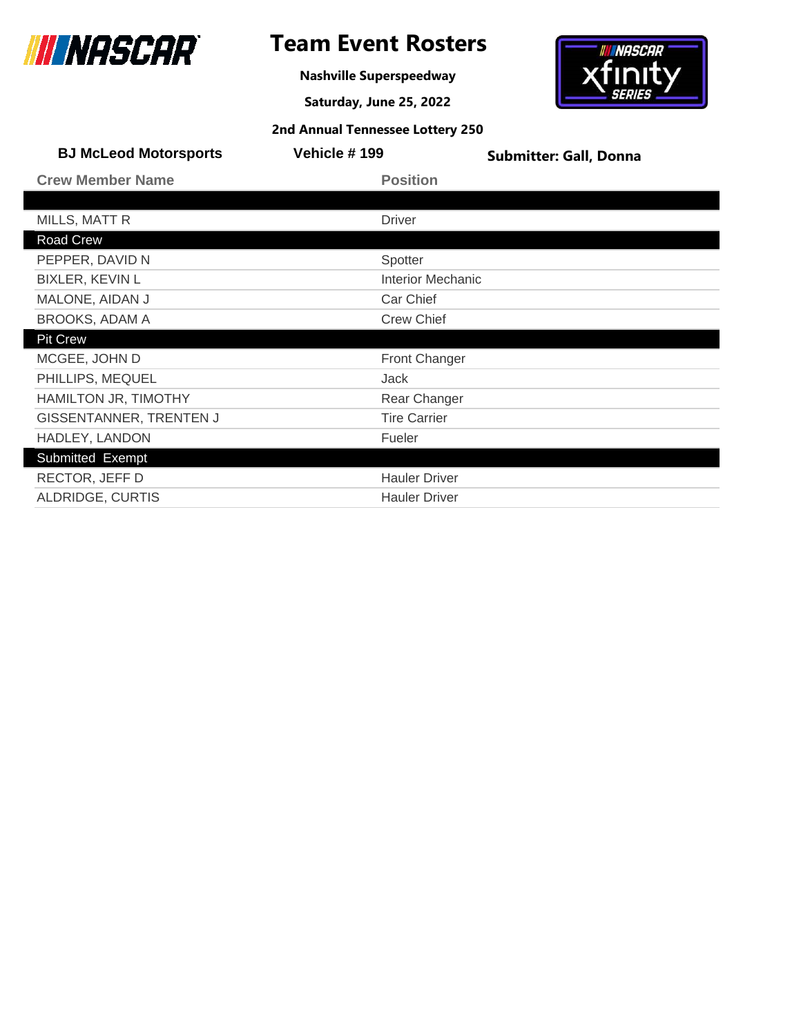# Team Event Rosters

**Nashville Superspeedway**

**Saturday, June 25, 2022**

**2nd Annual Tennessee Lottery 250**

**BJ McLeod Motorsports** | **Vehicle # 199** | **Submitter: Gall, Donna**

| Crew Member Name | Position |
|---|---|
| | |
| MILLS, MATT R | Driver |
| **Road Crew** | |
| PEPPER, DAVID N | Spotter |
| BIXLER, KEVIN L | Interior Mechanic |
| MALONE, AIDAN J | Car Chief |
| BROOKS, ADAM A | Crew Chief |
| **Pit Crew** | |
| MCGEE, JOHN D | Front Changer |
| PHILLIPS, MEQUEL | Jack |
| HAMILTON JR, TIMOTHY | Rear Changer |
| GISSENTANNER, TRENTEN J | Tire Carrier |
| HADLEY, LANDON | Fueler |
| **Submitted Exempt** | |
| RECTOR, JEFF D | Hauler Driver |
| ALDRIDGE, CURTIS | Hauler Driver |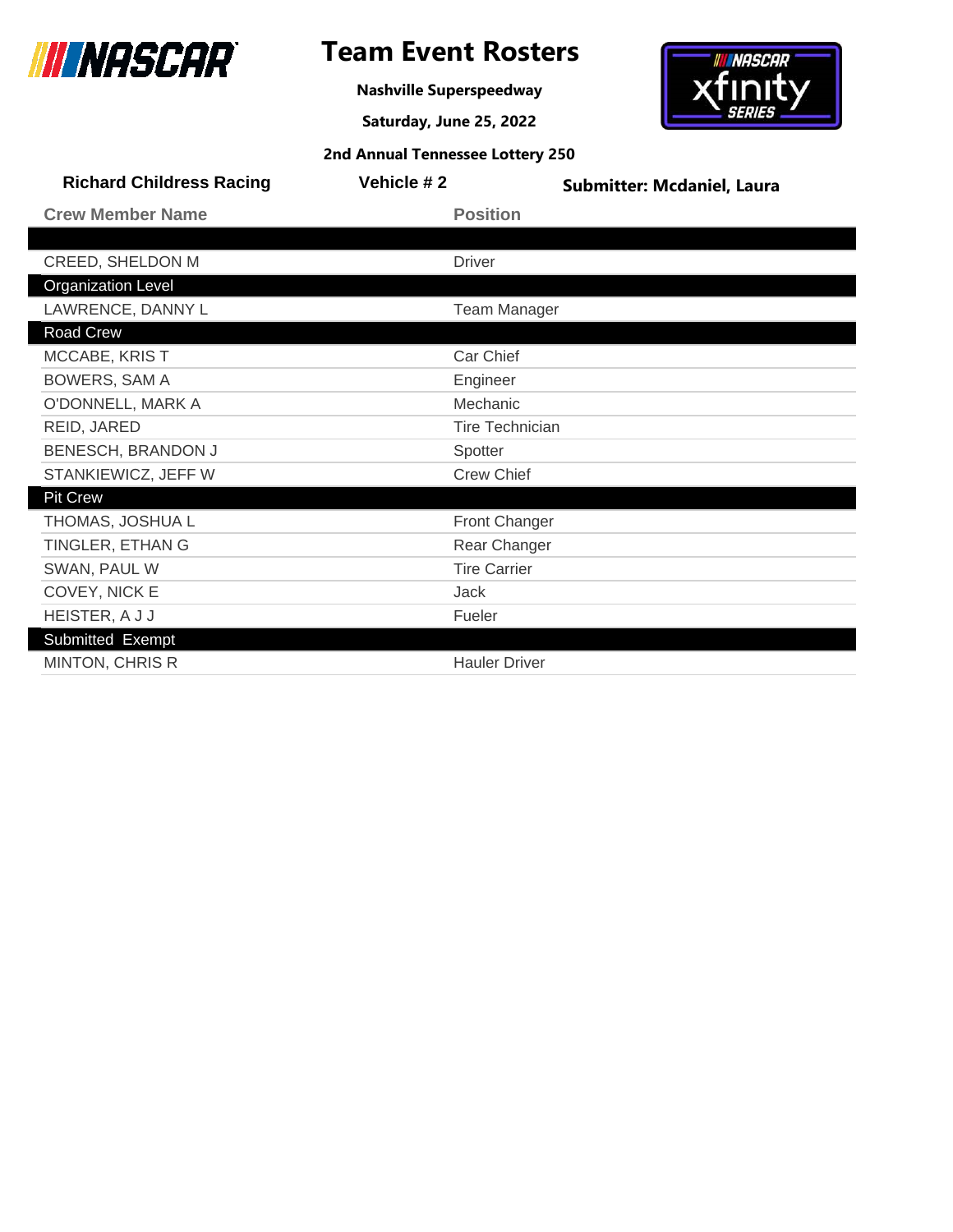# Team Event Rosters

**Nashville Superspeedway**

**Saturday, June 25, 2022**

**2nd Annual Tennessee Lottery 250**

**Richard Childress Racing** | **Vehicle # 2** | **Submitter: Mcdaniel, Laura**

| Crew Member Name | Position |
|---|---|
| | |
| CREED, SHELDON M | Driver |
| **Organization Level** | |
| LAWRENCE, DANNY L | Team Manager |
| **Road Crew** | |
| MCCABE, KRIS T | Car Chief |
| BOWERS, SAM A | Engineer |
| O'DONNELL, MARK A | Mechanic |
| REID, JARED | Tire Technician |
| BENESCH, BRANDON J | Spotter |
| STANKIEWICZ, JEFF W | Crew Chief |
| **Pit Crew** | |
| THOMAS, JOSHUA L | Front Changer |
| TINGLER, ETHAN G | Rear Changer |
| SWAN, PAUL W | Tire Carrier |
| COVEY, NICK E | Jack |
| HEISTER, A J J | Fueler |
| **Submitted Exempt** | |
| MINTON, CHRIS R | Hauler Driver |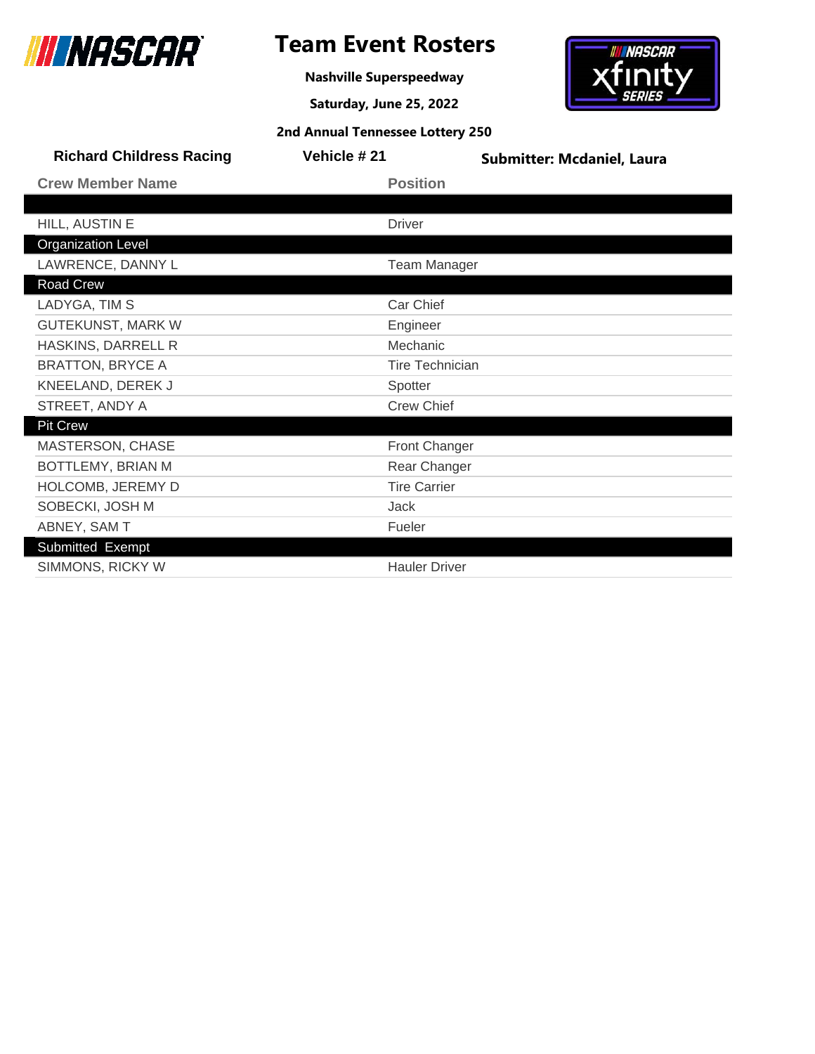# Team Event Rosters

**Nashville Superspeedway**

**Saturday, June 25, 2022**

**2nd Annual Tennessee Lottery 250**

**Richard Childress Racing** | **Vehicle # 21** | **Submitter: Mcdaniel, Laura**

| Crew Member Name | Position |
|---|---|
| | |
| HILL, AUSTIN E | Driver |
| **Organization Level** | |
| LAWRENCE, DANNY L | Team Manager |
| **Road Crew** | |
| LADYGA, TIM S | Car Chief |
| GUTEKUNST, MARK W | Engineer |
| HASKINS, DARRELL R | Mechanic |
| BRATTON, BRYCE A | Tire Technician |
| KNEELAND, DEREK J | Spotter |
| STREET, ANDY A | Crew Chief |
| **Pit Crew** | |
| MASTERSON, CHASE | Front Changer |
| BOTTLEMY, BRIAN M | Rear Changer |
| HOLCOMB, JEREMY D | Tire Carrier |
| SOBECKI, JOSH M | Jack |
| ABNEY, SAM T | Fueler |
| **Submitted Exempt** | |
| SIMMONS, RICKY W | Hauler Driver |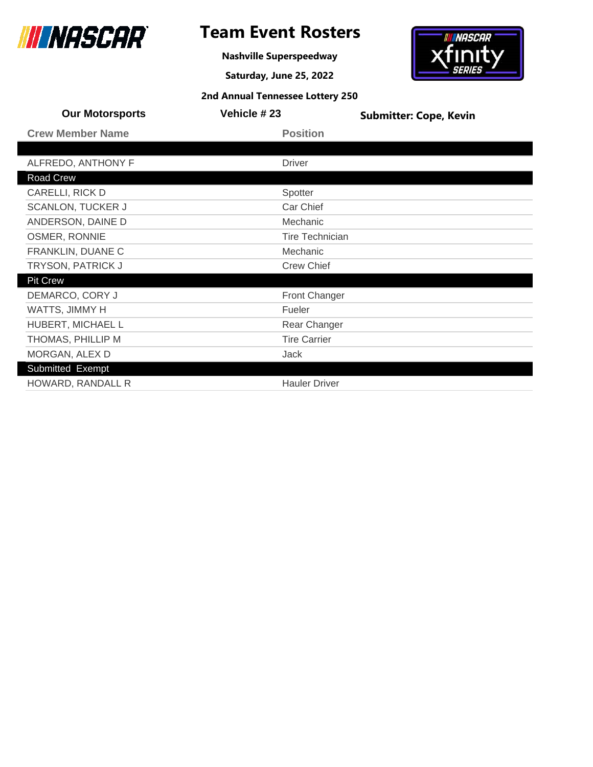# Team Event Rosters

**Nashville Superspeedway**

**Saturday, June 25, 2022**

**2nd Annual Tennessee Lottery 250**

**Our Motorsports** | **Vehicle # 23** | **Submitter: Cope, Kevin**

| Crew Member Name | Position |
| --- | --- |
| | |
| ALFREDO, ANTHONY F | Driver |
| **Road Crew** | |
| CARELLI, RICK D | Spotter |
| SCANLON, TUCKER J | Car Chief |
| ANDERSON, DAINE D | Mechanic |
| OSMER, RONNIE | Tire Technician |
| FRANKLIN, DUANE C | Mechanic |
| TRYSON, PATRICK J | Crew Chief |
| **Pit Crew** | |
| DEMARCO, CORY J | Front Changer |
| WATTS, JIMMY H | Fueler |
| HUBERT, MICHAEL L | Rear Changer |
| THOMAS, PHILLIP M | Tire Carrier |
| MORGAN, ALEX D | Jack |
| **Submitted Exempt** | |
| HOWARD, RANDALL R | Hauler Driver |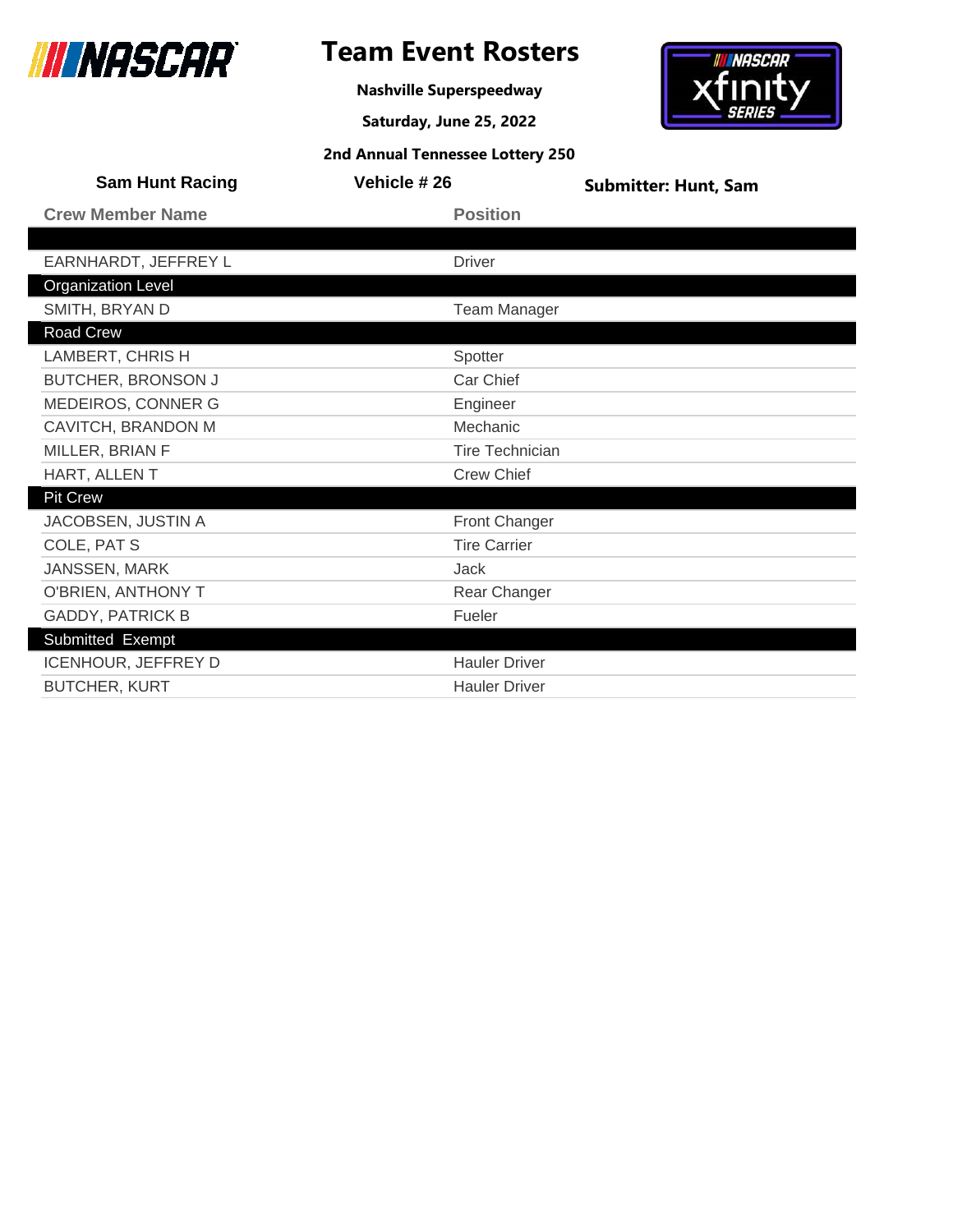# Team Event Rosters

**Nashville Superspeedway**

**Saturday, June 25, 2022**

**2nd Annual Tennessee Lottery 250**

**Sam Hunt Racing** | **Vehicle # 26** | **Submitter: Hunt, Sam**

| Crew Member Name | Position |
|---|---|
| | |
| EARNHARDT, JEFFREY L | Driver |
| **Organization Level** | |
| SMITH, BRYAN D | Team Manager |
| **Road Crew** | |
| LAMBERT, CHRIS H | Spotter |
| BUTCHER, BRONSON J | Car Chief |
| MEDEIROS, CONNER G | Engineer |
| CAVITCH, BRANDON M | Mechanic |
| MILLER, BRIAN F | Tire Technician |
| HART, ALLEN T | Crew Chief |
| **Pit Crew** | |
| JACOBSEN, JUSTIN A | Front Changer |
| COLE, PAT S | Tire Carrier |
| JANSSEN, MARK | Jack |
| O'BRIEN, ANTHONY T | Rear Changer |
| GADDY, PATRICK B | Fueler |
| **Submitted Exempt** | |
| ICENHOUR, JEFFREY D | Hauler Driver |
| BUTCHER, KURT | Hauler Driver |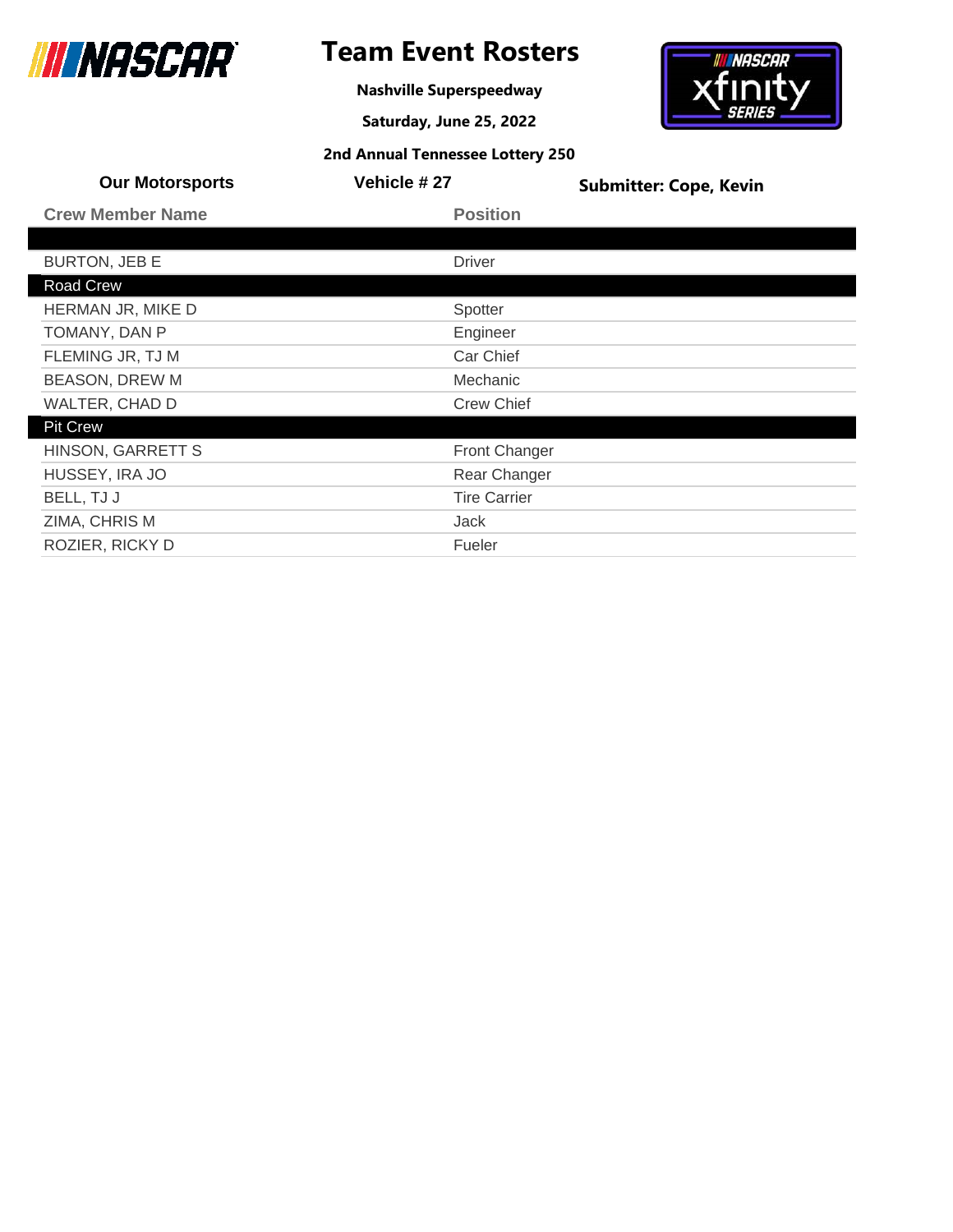# Team Event Rosters

**Nashville Superspeedway**

**Saturday, June 25, 2022**

**2nd Annual Tennessee Lottery 250**

**Our Motorsports** | **Vehicle # 27** | **Submitter: Cope, Kevin**

| Crew Member Name | Position |
|---|---|
| | |
| BURTON, JEB E | Driver |
| **Road Crew** | |
| HERMAN JR, MIKE D | Spotter |
| TOMANY, DAN P | Engineer |
| FLEMING JR, TJ M | Car Chief |
| BEASON, DREW M | Mechanic |
| WALTER, CHAD D | Crew Chief |
| **Pit Crew** | |
| HINSON, GARRETT S | Front Changer |
| HUSSEY, IRA JO | Rear Changer |
| BELL, TJ J | Tire Carrier |
| ZIMA, CHRIS M | Jack |
| ROZIER, RICKY D | Fueler |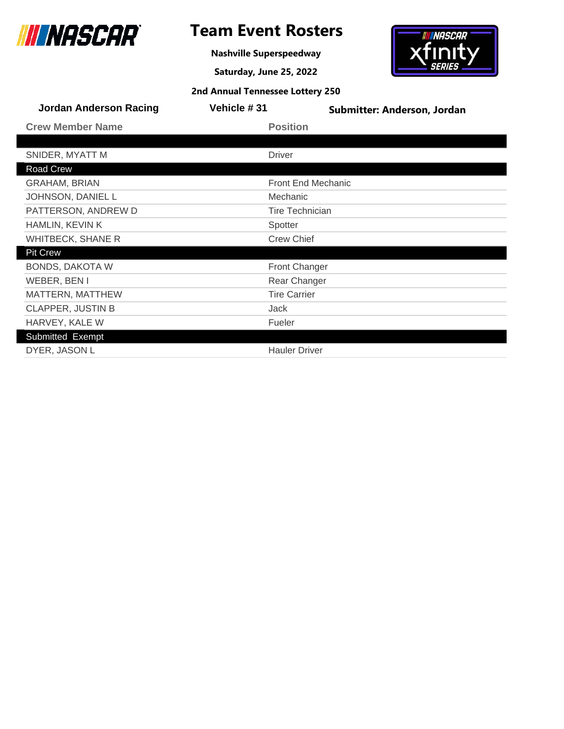# Team Event Rosters

**Nashville Superspeedway**

**Saturday, June 25, 2022**

**2nd Annual Tennessee Lottery 250**

**Jordan Anderson Racing** | **Vehicle # 31** | **Submitter: Anderson, Jordan**

| Crew Member Name | Position |
|---|---|
| | |
| SNIDER, MYATT M | Driver |
| **Road Crew** | |
| GRAHAM, BRIAN | Front End Mechanic |
| JOHNSON, DANIEL L | Mechanic |
| PATTERSON, ANDREW D | Tire Technician |
| HAMLIN, KEVIN K | Spotter |
| WHITBECK, SHANE R | Crew Chief |
| **Pit Crew** | |
| BONDS, DAKOTA W | Front Changer |
| WEBER, BEN I | Rear Changer |
| MATTERN, MATTHEW | Tire Carrier |
| CLAPPER, JUSTIN B | Jack |
| HARVEY, KALE W | Fueler |
| **Submitted Exempt** | |
| DYER, JASON L | Hauler Driver |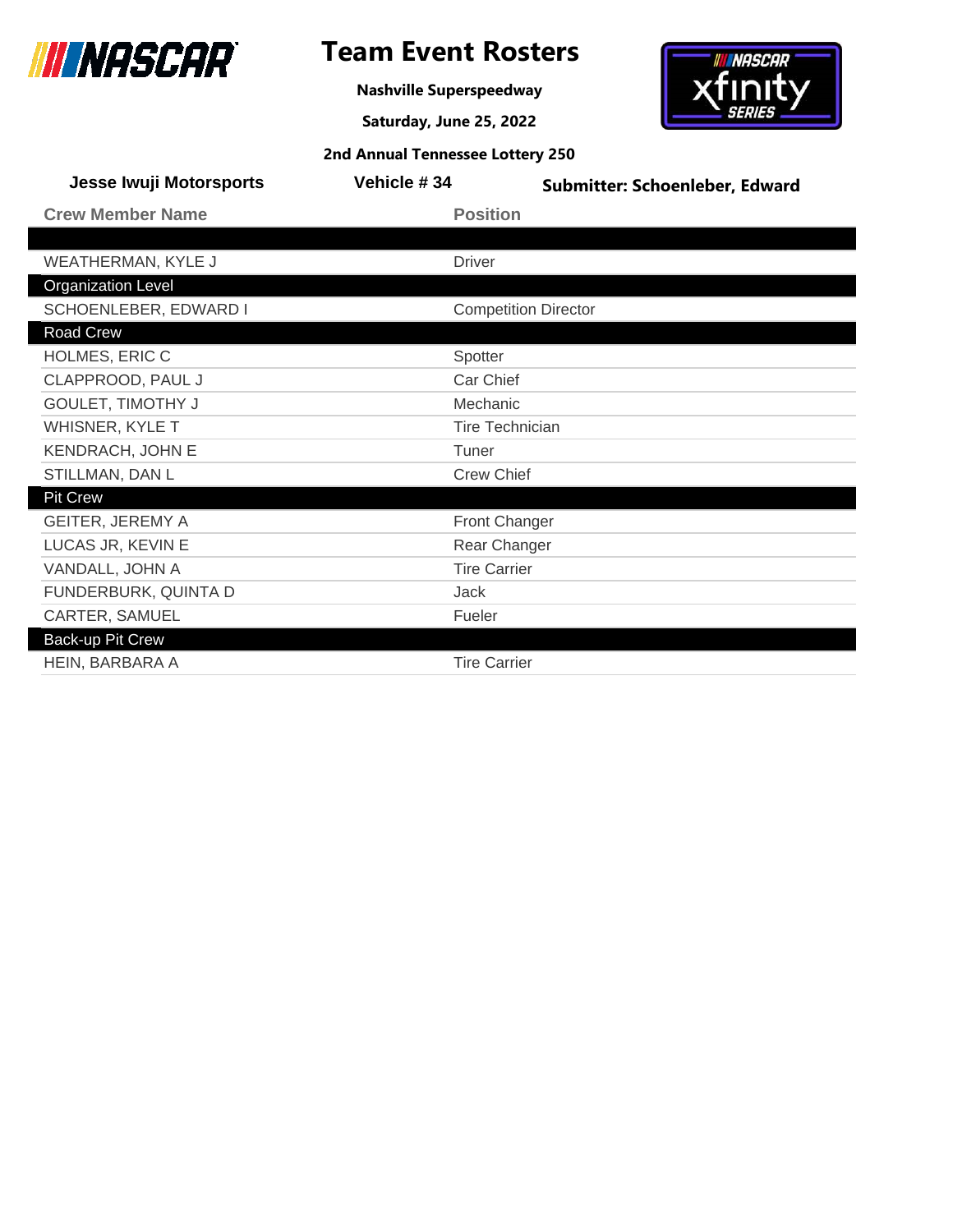# Team Event Rosters

**Nashville Superspeedway**

**Saturday, June 25, 2022**

**2nd Annual Tennessee Lottery 250**

**Jesse Iwuji Motorsports** | **Vehicle # 34** | **Submitter: Schoenleber, Edward**

| Crew Member Name | Position |
| --- | --- |
| | |
| WEATHERMAN, KYLE J | Driver |
| **Organization Level** | |
| SCHOENLEBER, EDWARD I | Competition Director |
| **Road Crew** | |
| HOLMES, ERIC C | Spotter |
| CLAPPROOD, PAUL J | Car Chief |
| GOULET, TIMOTHY J | Mechanic |
| WHISNER, KYLE T | Tire Technician |
| KENDRACH, JOHN E | Tuner |
| STILLMAN, DAN L | Crew Chief |
| **Pit Crew** | |
| GEITER, JEREMY A | Front Changer |
| LUCAS JR, KEVIN E | Rear Changer |
| VANDALL, JOHN A | Tire Carrier |
| FUNDERBURK, QUINTA D | Jack |
| CARTER, SAMUEL | Fueler |
| **Back-up Pit Crew** | |
| HEIN, BARBARA A | Tire Carrier |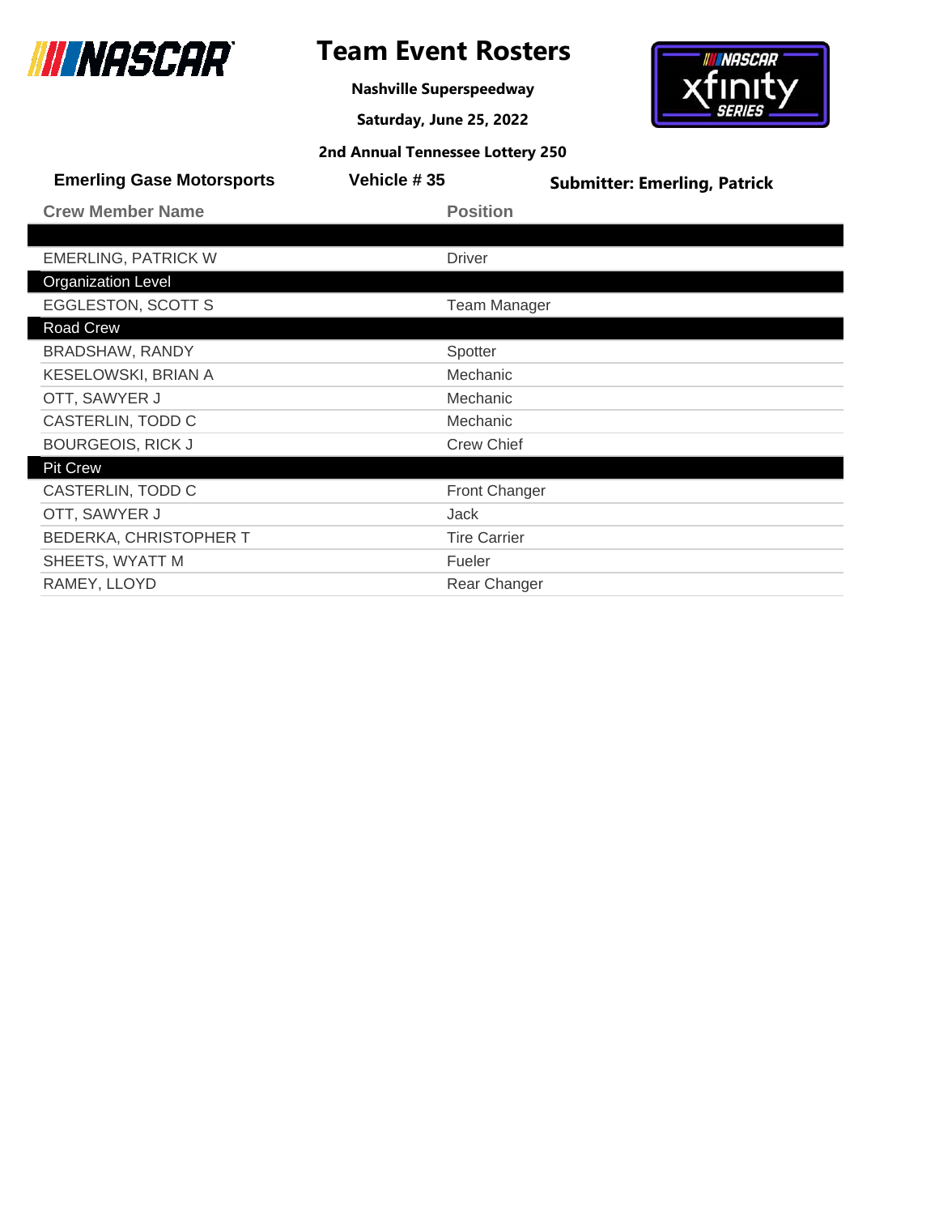# Team Event Rosters

**Nashville Superspeedway**

**Saturday, June 25, 2022**

**2nd Annual Tennessee Lottery 250**

**Emerling Gase Motorsports** | **Vehicle # 35** | **Submitter: Emerling, Patrick**

| Crew Member Name | Position |
|---|---|
| | |
| EMERLING, PATRICK W | Driver |
| **Organization Level** | |
| EGGLESTON, SCOTT S | Team Manager |
| **Road Crew** | |
| BRADSHAW, RANDY | Spotter |
| KESELOWSKI, BRIAN A | Mechanic |
| OTT, SAWYER J | Mechanic |
| CASTERLIN, TODD C | Mechanic |
| BOURGEOIS, RICK J | Crew Chief |
| **Pit Crew** | |
| CASTERLIN, TODD C | Front Changer |
| OTT, SAWYER J | Jack |
| BEDERKA, CHRISTOPHER T | Tire Carrier |
| SHEETS, WYATT M | Fueler |
| RAMEY, LLOYD | Rear Changer |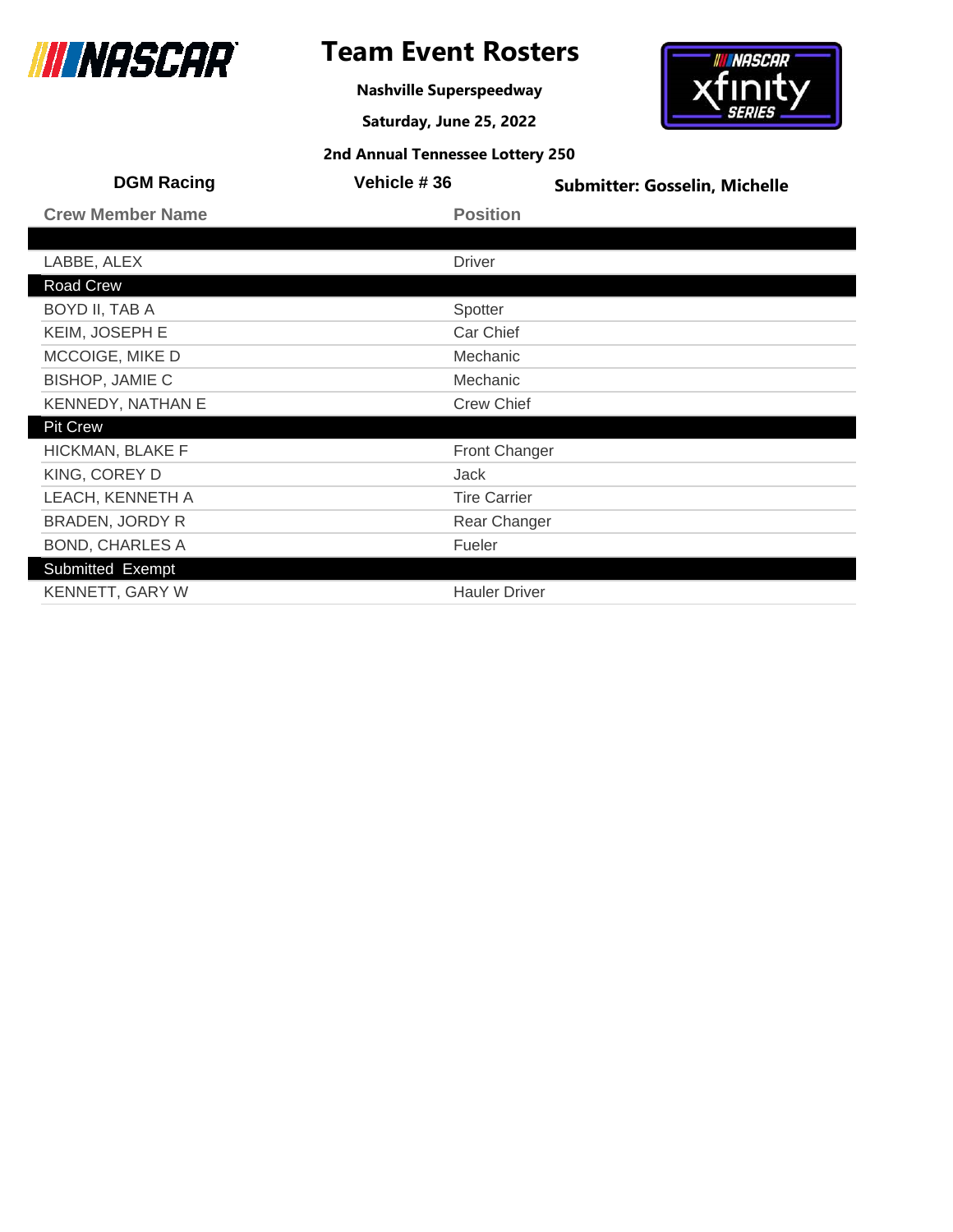# Team Event Rosters

**Nashville Superspeedway**

**Saturday, June 25, 2022**

**2nd Annual Tennessee Lottery 250**

**DGM Racing** | **Vehicle # 36** | **Submitter: Gosselin, Michelle**

| Crew Member Name | Position |
|---|---|
| | |
| LABBE, ALEX | Driver |
| **Road Crew** | |
| BOYD II, TAB A | Spotter |
| KEIM, JOSEPH E | Car Chief |
| MCCOIGE, MIKE D | Mechanic |
| BISHOP, JAMIE C | Mechanic |
| KENNEDY, NATHAN E | Crew Chief |
| **Pit Crew** | |
| HICKMAN, BLAKE F | Front Changer |
| KING, COREY D | Jack |
| LEACH, KENNETH A | Tire Carrier |
| BRADEN, JORDY R | Rear Changer |
| BOND, CHARLES A | Fueler |
| **Submitted Exempt** | |
| KENNETT, GARY W | Hauler Driver |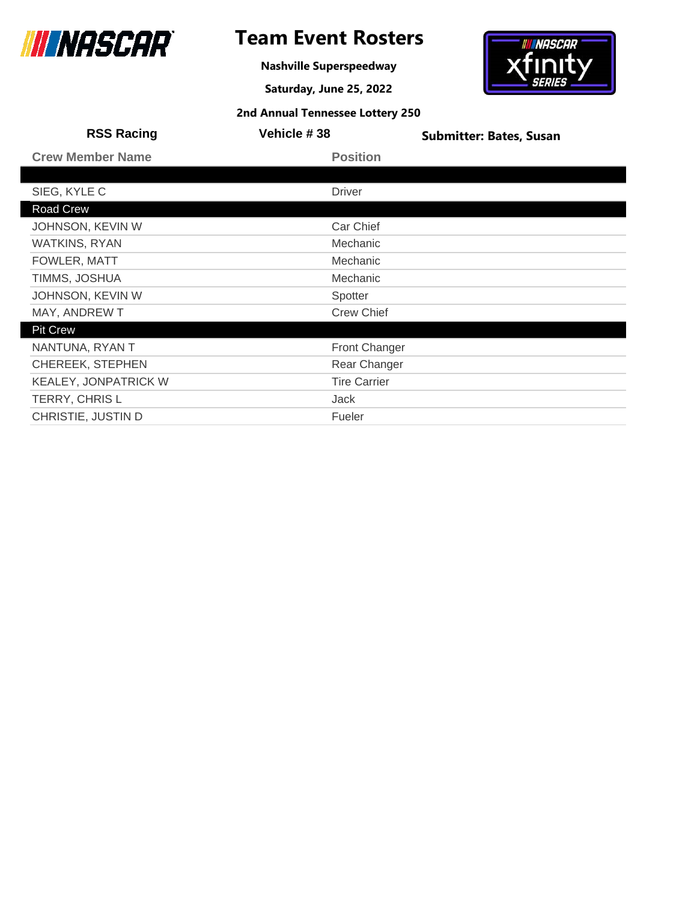# Team Event Rosters

**Nashville Superspeedway**

**Saturday, June 25, 2022**

**2nd Annual Tennessee Lottery 250**

**RSS Racing** | **Vehicle # 38** | **Submitter: Bates, Susan**

| Crew Member Name | Position |
|---|---|
| | |
| SIEG, KYLE C | Driver |
| **Road Crew** | |
| JOHNSON, KEVIN W | Car Chief |
| WATKINS, RYAN | Mechanic |
| FOWLER, MATT | Mechanic |
| TIMMS, JOSHUA | Mechanic |
| JOHNSON, KEVIN W | Spotter |
| MAY, ANDREW T | Crew Chief |
| **Pit Crew** | |
| NANTUNA, RYAN T | Front Changer |
| CHEREEK, STEPHEN | Rear Changer |
| KEALEY, JONPATRICK W | Tire Carrier |
| TERRY, CHRIS L | Jack |
| CHRISTIE, JUSTIN D | Fueler |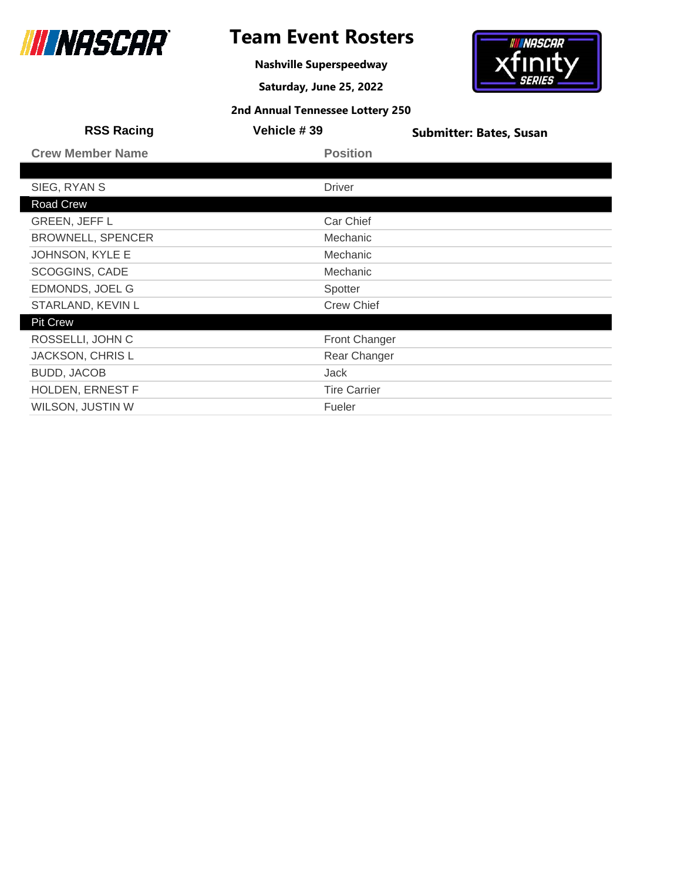# Team Event Rosters

**Nashville Superspeedway**

**Saturday, June 25, 2022**

**2nd Annual Tennessee Lottery 250**

**RSS Racing** | **Vehicle # 39** | **Submitter: Bates, Susan**

| Crew Member Name | Position |
|---|---|
| | |
| SIEG, RYAN S | Driver |
| Road Crew | |
| GREEN, JEFF L | Car Chief |
| BROWNELL, SPENCER | Mechanic |
| JOHNSON, KYLE E | Mechanic |
| SCOGGINS, CADE | Mechanic |
| EDMONDS, JOEL G | Spotter |
| STARLAND, KEVIN L | Crew Chief |
| Pit Crew | |
| ROSSELLI, JOHN C | Front Changer |
| JACKSON, CHRIS L | Rear Changer |
| BUDD, JACOB | Jack |
| HOLDEN, ERNEST F | Tire Carrier |
| WILSON, JUSTIN W | Fueler |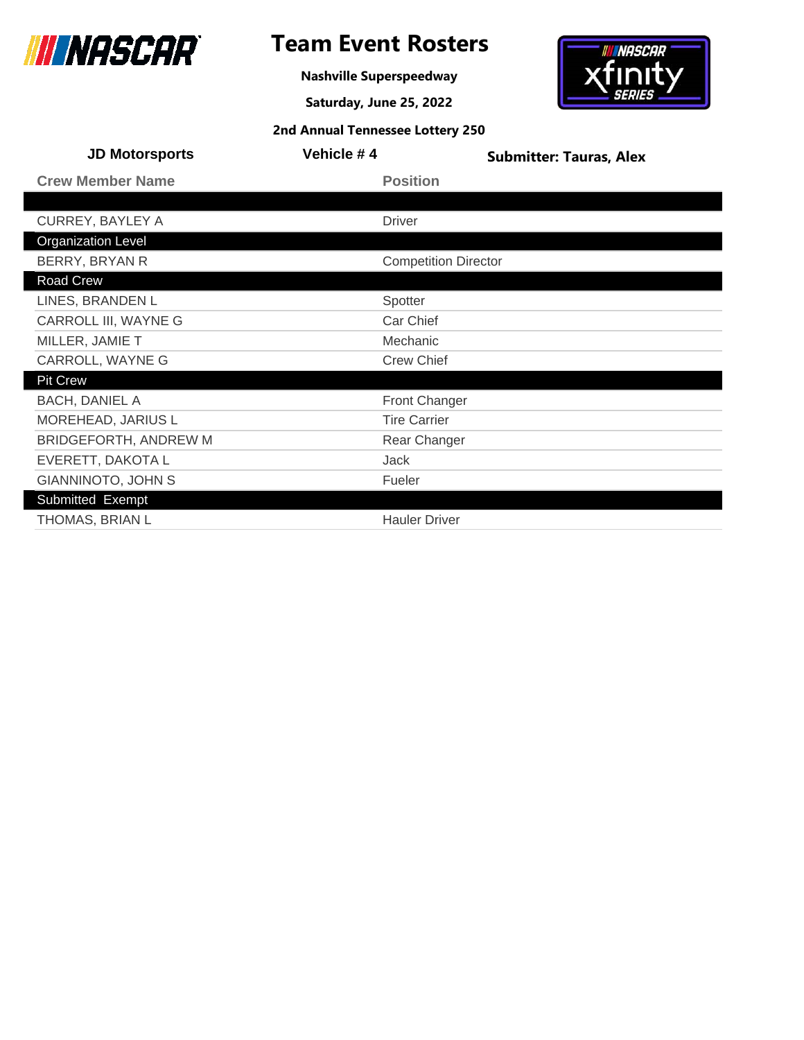# Team Event Rosters

**Nashville Superspeedway**

**Saturday, June 25, 2022**

**2nd Annual Tennessee Lottery 250**

**JD Motorsports** | **Vehicle # 4** | **Submitter: Tauras, Alex**

| Crew Member Name | Position |
|---|---|
| | |
| CURREY, BAYLEY A | Driver |
| **Organization Level** | |
| BERRY, BRYAN R | Competition Director |
| **Road Crew** | |
| LINES, BRANDEN L | Spotter |
| CARROLL III, WAYNE G | Car Chief |
| MILLER, JAMIE T | Mechanic |
| CARROLL, WAYNE G | Crew Chief |
| **Pit Crew** | |
| BACH, DANIEL A | Front Changer |
| MOREHEAD, JARIUS L | Tire Carrier |
| BRIDGEFORTH, ANDREW M | Rear Changer |
| EVERETT, DAKOTA L | Jack |
| GIANNINOTO, JOHN S | Fueler |
| **Submitted Exempt** | |
| THOMAS, BRIAN L | Hauler Driver |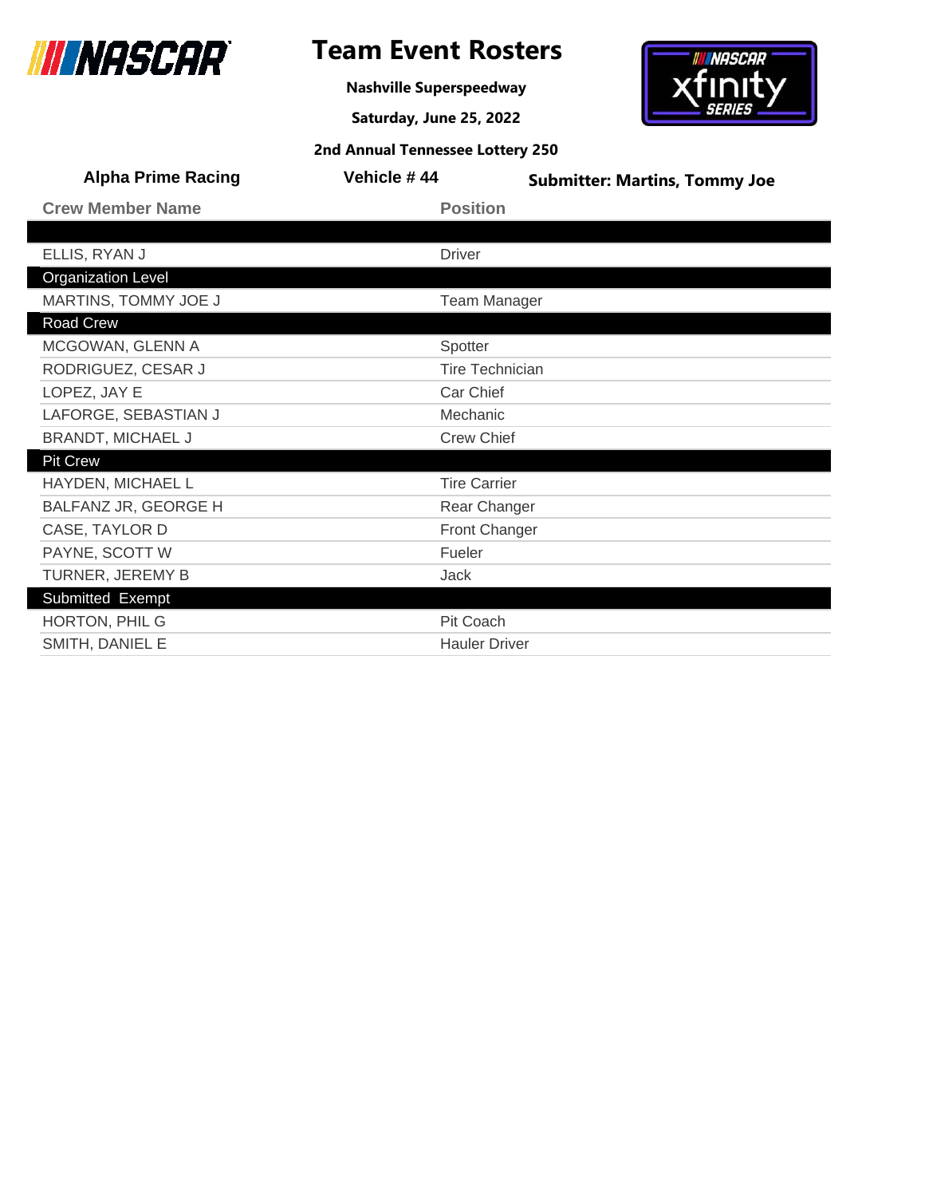# Team Event Rosters

**Nashville Superspeedway**

**Saturday, June 25, 2022**

**2nd Annual Tennessee Lottery 250**

**Alpha Prime Racing** | **Vehicle # 44** | **Submitter: Martins, Tommy Joe**

| Crew Member Name | Position |
| --- | --- |
| | |
| ELLIS, RYAN J | Driver |
| **Organization Level** | |
| MARTINS, TOMMY JOE J | Team Manager |
| **Road Crew** | |
| MCGOWAN, GLENN A | Spotter |
| RODRIGUEZ, CESAR J | Tire Technician |
| LOPEZ, JAY E | Car Chief |
| LAFORGE, SEBASTIAN J | Mechanic |
| BRANDT, MICHAEL J | Crew Chief |
| **Pit Crew** | |
| HAYDEN, MICHAEL L | Tire Carrier |
| BALFANZ JR, GEORGE H | Rear Changer |
| CASE, TAYLOR D | Front Changer |
| PAYNE, SCOTT W | Fueler |
| TURNER, JEREMY B | Jack |
| **Submitted Exempt** | |
| HORTON, PHIL G | Pit Coach |
| SMITH, DANIEL E | Hauler Driver |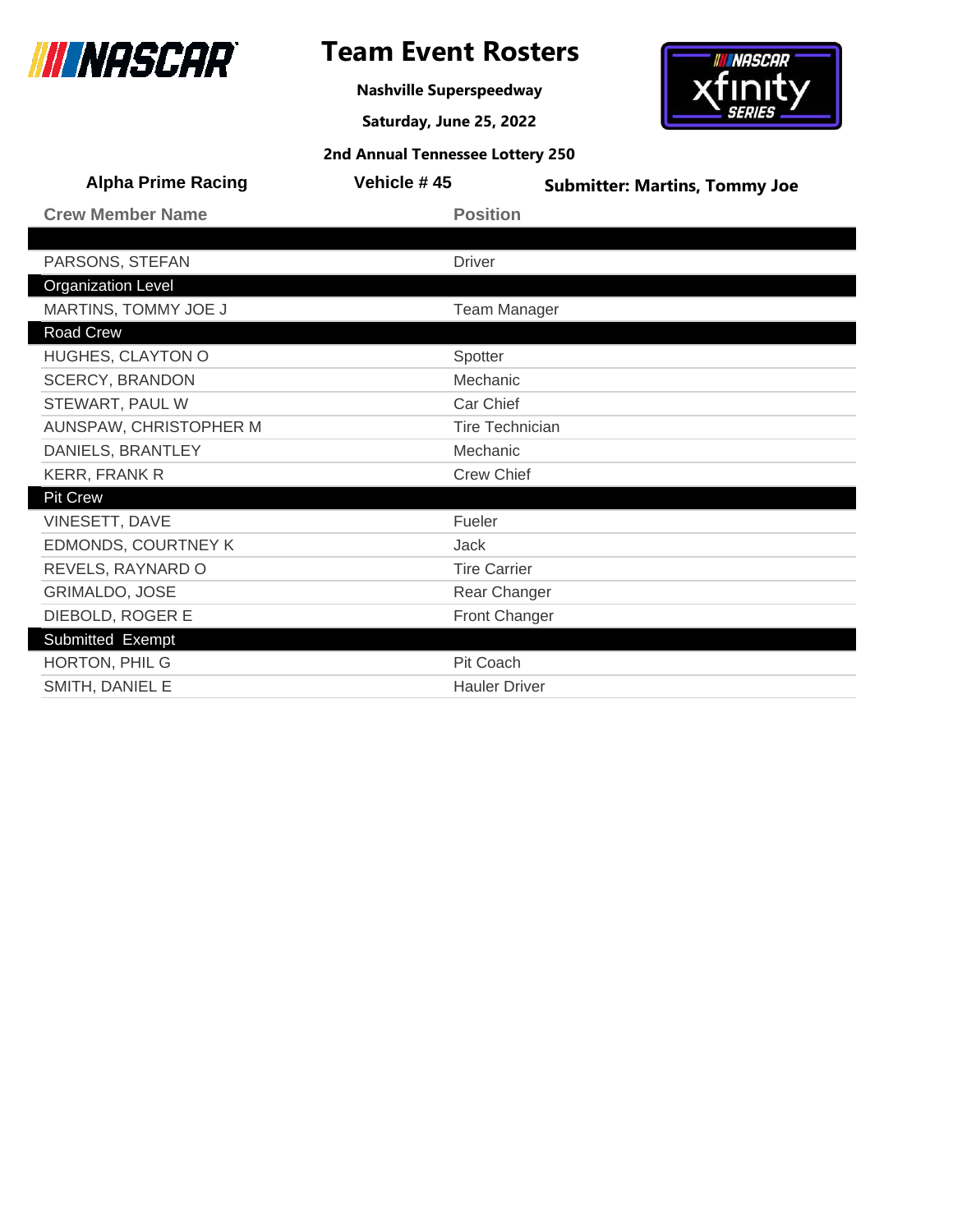# Team Event Rosters

**Nashville Superspeedway**

**Saturday, June 25, 2022**

**2nd Annual Tennessee Lottery 250**

**Alpha Prime Racing** | **Vehicle # 45** | **Submitter: Martins, Tommy Joe**

| Crew Member Name | Position |
|---|---|
| | |
| PARSONS, STEFAN | Driver |
| **Organization Level** | |
| MARTINS, TOMMY JOE J | Team Manager |
| **Road Crew** | |
| HUGHES, CLAYTON O | Spotter |
| SCERCY, BRANDON | Mechanic |
| STEWART, PAUL W | Car Chief |
| AUNSPAW, CHRISTOPHER M | Tire Technician |
| DANIELS, BRANTLEY | Mechanic |
| KERR, FRANK R | Crew Chief |
| **Pit Crew** | |
| VINESETT, DAVE | Fueler |
| EDMONDS, COURTNEY K | Jack |
| REVELS, RAYNARD O | Tire Carrier |
| GRIMALDO, JOSE | Rear Changer |
| DIEBOLD, ROGER E | Front Changer |
| **Submitted Exempt** | |
| HORTON, PHIL G | Pit Coach |
| SMITH, DANIEL E | Hauler Driver |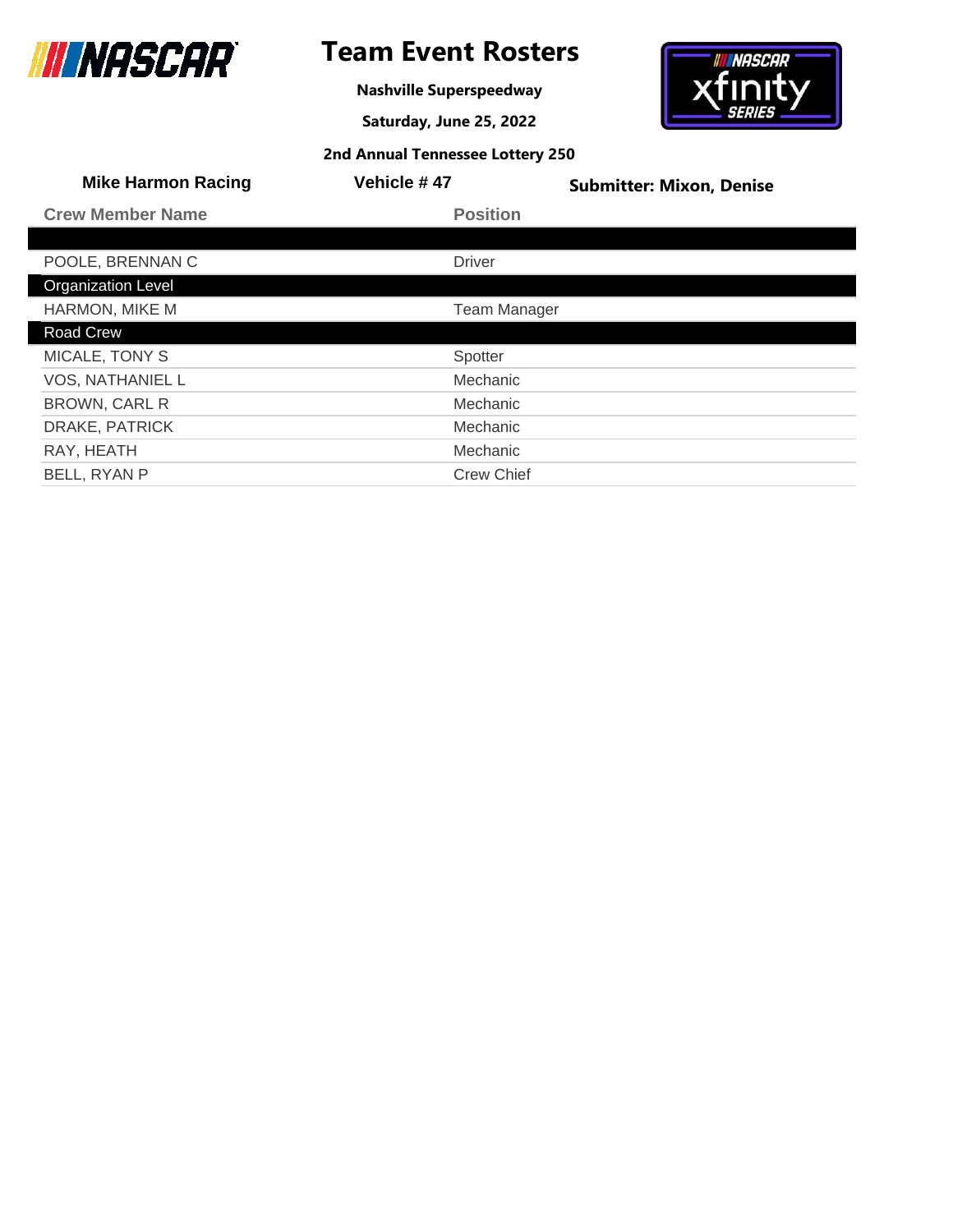# Team Event Rosters

**Nashville Superspeedway**

**Saturday, June 25, 2022**

**2nd Annual Tennessee Lottery 250**

**Mike Harmon Racing** | **Vehicle # 47** | **Submitter: Mixon, Denise**

| Crew Member Name | Position |
|---|---|
| | |
| POOLE, BRENNAN C | Driver |
| **Organization Level** | |
| HARMON, MIKE M | Team Manager |
| **Road Crew** | |
| MICALE, TONY S | Spotter |
| VOS, NATHANIEL L | Mechanic |
| BROWN, CARL R | Mechanic |
| DRAKE, PATRICK | Mechanic |
| RAY, HEATH | Mechanic |
| BELL, RYAN P | Crew Chief |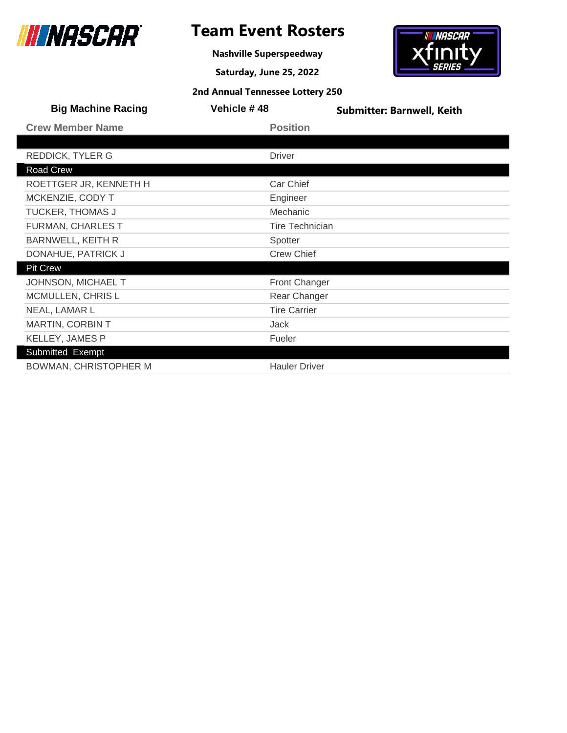# Team Event Rosters

**Nashville Superspeedway**

**Saturday, June 25, 2022**

**2nd Annual Tennessee Lottery 250**

**Big Machine Racing** | **Vehicle # 48** | **Submitter: Barnwell, Keith**

| Crew Member Name | Position |
|---|---|
| | |
| REDDICK, TYLER G | Driver |
| **Road Crew** | |
| ROETTGER JR, KENNETH H | Car Chief |
| MCKENZIE, CODY T | Engineer |
| TUCKER, THOMAS J | Mechanic |
| FURMAN, CHARLES T | Tire Technician |
| BARNWELL, KEITH R | Spotter |
| DONAHUE, PATRICK J | Crew Chief |
| **Pit Crew** | |
| JOHNSON, MICHAEL T | Front Changer |
| MCMULLEN, CHRIS L | Rear Changer |
| NEAL, LAMAR L | Tire Carrier |
| MARTIN, CORBIN T | Jack |
| KELLEY, JAMES P | Fueler |
| **Submitted Exempt** | |
| BOWMAN, CHRISTOPHER M | Hauler Driver |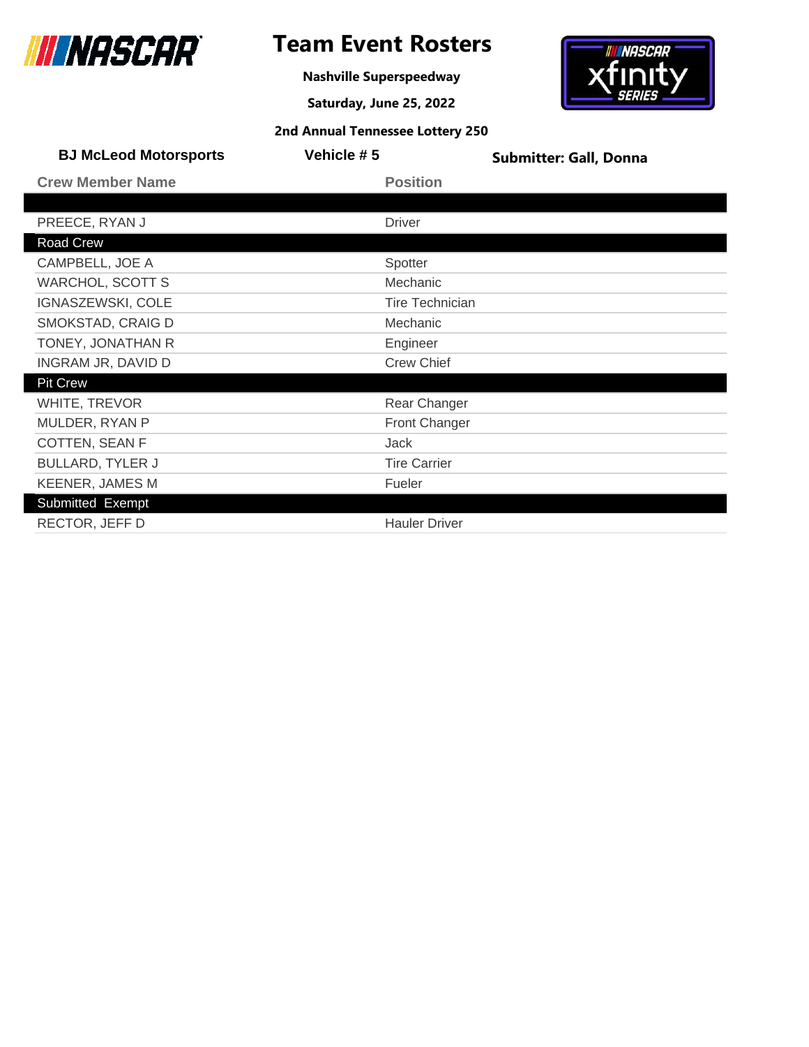# Team Event Rosters

**Nashville Superspeedway**

**Saturday, June 25, 2022**

**2nd Annual Tennessee Lottery 250**

**BJ McLeod Motorsports** | **Vehicle # 5** | **Submitter: Gall, Donna**

| Crew Member Name | Position |
| --- | --- |
| | |
| PREECE, RYAN J | Driver |
| **Road Crew** | |
| CAMPBELL, JOE A | Spotter |
| WARCHOL, SCOTT S | Mechanic |
| IGNASZEWSKI, COLE | Tire Technician |
| SMOKSTAD, CRAIG D | Mechanic |
| TONEY, JONATHAN R | Engineer |
| INGRAM JR, DAVID D | Crew Chief |
| **Pit Crew** | |
| WHITE, TREVOR | Rear Changer |
| MULDER, RYAN P | Front Changer |
| COTTEN, SEAN F | Jack |
| BULLARD, TYLER J | Tire Carrier |
| KEENER, JAMES M | Fueler |
| **Submitted Exempt** | |
| RECTOR, JEFF D | Hauler Driver |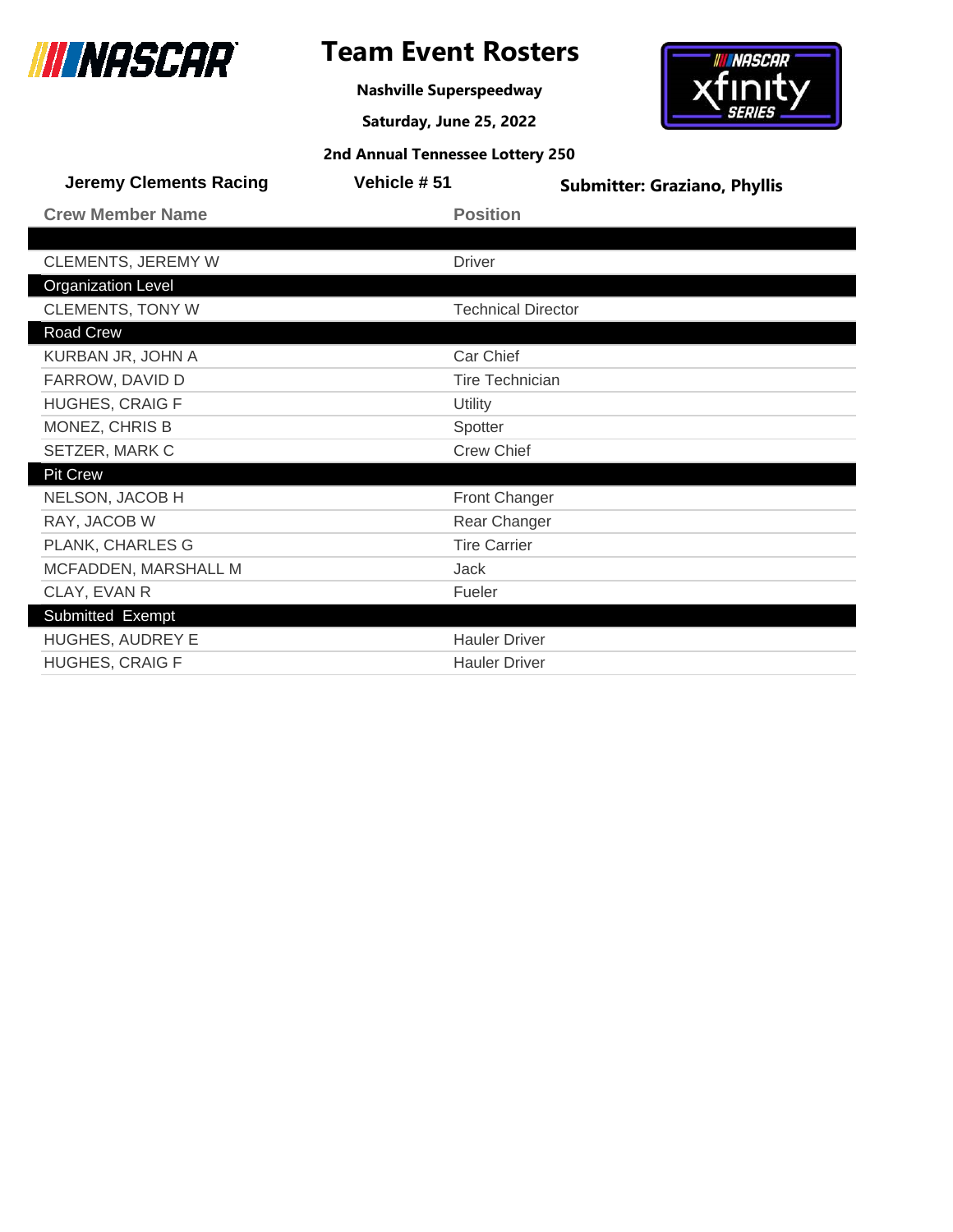# Team Event Rosters

**Nashville Superspeedway**

**Saturday, June 25, 2022**

**2nd Annual Tennessee Lottery 250**

**Jeremy Clements Racing** | **Vehicle # 51** | **Submitter: Graziano, Phyllis**

| Crew Member Name | Position |
|---|---|
| | |
| CLEMENTS, JEREMY W | Driver |
| **Organization Level** | |
| CLEMENTS, TONY W | Technical Director |
| **Road Crew** | |
| KURBAN JR, JOHN A | Car Chief |
| FARROW, DAVID D | Tire Technician |
| HUGHES, CRAIG F | Utility |
| MONEZ, CHRIS B | Spotter |
| SETZER, MARK C | Crew Chief |
| **Pit Crew** | |
| NELSON, JACOB H | Front Changer |
| RAY, JACOB W | Rear Changer |
| PLANK, CHARLES G | Tire Carrier |
| MCFADDEN, MARSHALL M | Jack |
| CLAY, EVAN R | Fueler |
| **Submitted Exempt** | |
| HUGHES, AUDREY E | Hauler Driver |
| HUGHES, CRAIG F | Hauler Driver |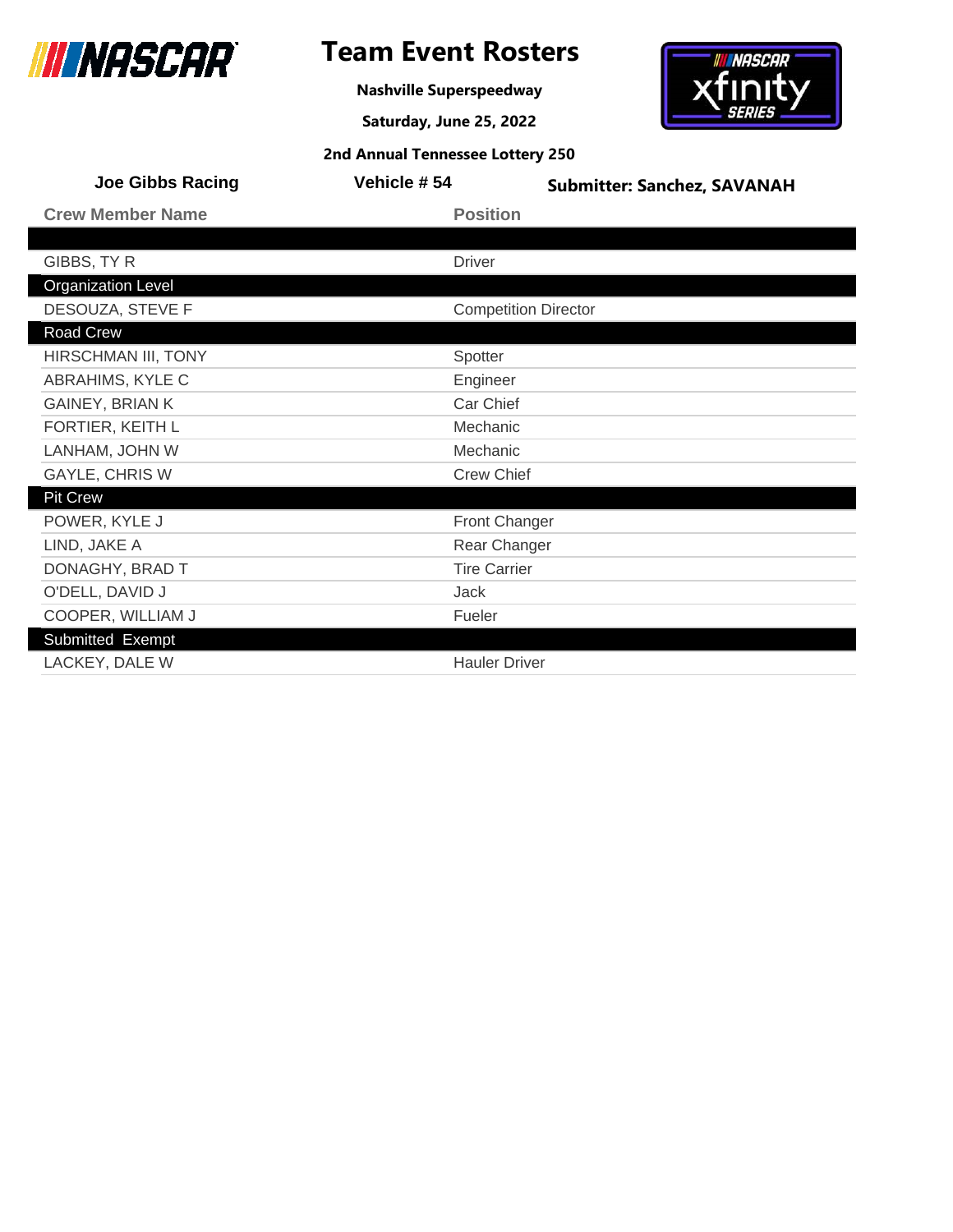# Team Event Rosters

**Nashville Superspeedway**

**Saturday, June 25, 2022**

**2nd Annual Tennessee Lottery 250**

**Joe Gibbs Racing** | **Vehicle # 54** | **Submitter: Sanchez, SAVANAH**

| Crew Member Name | Position |
|---|---|
| | |
| GIBBS, TY R | Driver |
| **Organization Level** | |
| DESOUZA, STEVE F | Competition Director |
| **Road Crew** | |
| HIRSCHMAN III, TONY | Spotter |
| ABRAHIMS, KYLE C | Engineer |
| GAINEY, BRIAN K | Car Chief |
| FORTIER, KEITH L | Mechanic |
| LANHAM, JOHN W | Mechanic |
| GAYLE, CHRIS W | Crew Chief |
| **Pit Crew** | |
| POWER, KYLE J | Front Changer |
| LIND, JAKE A | Rear Changer |
| DONAGHY, BRAD T | Tire Carrier |
| O'DELL, DAVID J | Jack |
| COOPER, WILLIAM J | Fueler |
| **Submitted Exempt** | |
| LACKEY, DALE W | Hauler Driver |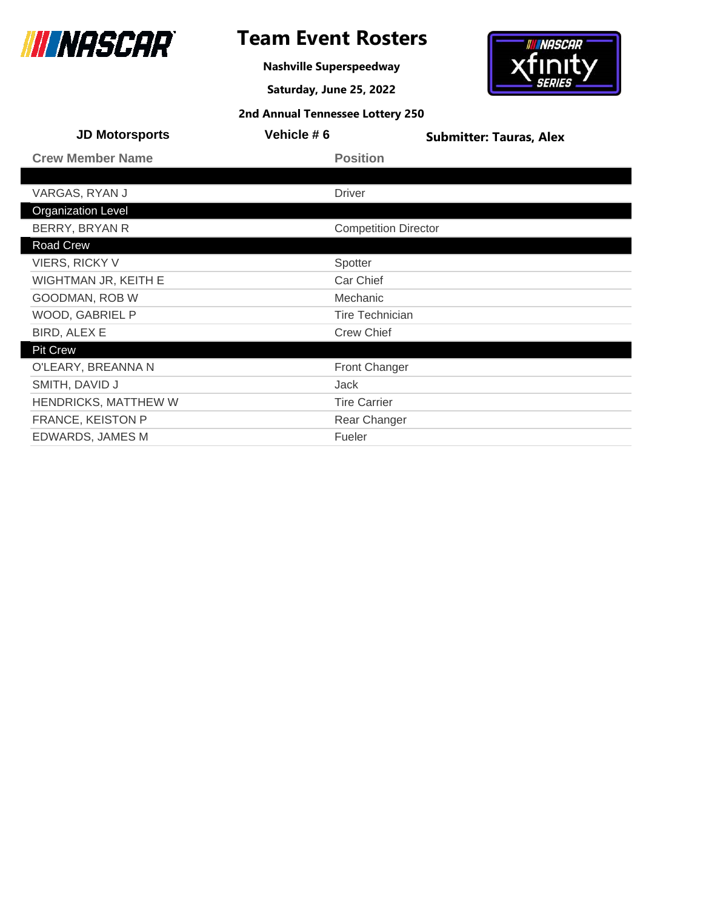# Team Event Rosters

**Nashville Superspeedway**

**Saturday, June 25, 2022**

**2nd Annual Tennessee Lottery 250**

**JD Motorsports** | **Vehicle # 6** | **Submitter: Tauras, Alex**

| Crew Member Name | Position |
|---|---|
| | |
| VARGAS, RYAN J | Driver |
| **Organization Level** | |
| BERRY, BRYAN R | Competition Director |
| **Road Crew** | |
| VIERS, RICKY V | Spotter |
| WIGHTMAN JR, KEITH E | Car Chief |
| GOODMAN, ROB W | Mechanic |
| WOOD, GABRIEL P | Tire Technician |
| BIRD, ALEX E | Crew Chief |
| **Pit Crew** | |
| O'LEARY, BREANNA N | Front Changer |
| SMITH, DAVID J | Jack |
| HENDRICKS, MATTHEW W | Tire Carrier |
| FRANCE, KEISTON P | Rear Changer |
| EDWARDS, JAMES M | Fueler |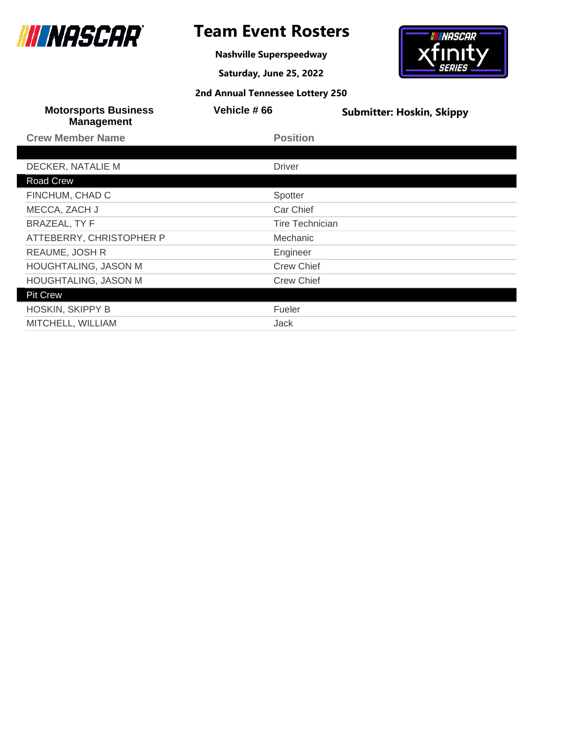# Team Event Rosters

**Nashville Superspeedway**

**Saturday, June 25, 2022**

**2nd Annual Tennessee Lottery 250**

**Motorsports Business Management** | **Vehicle # 66** | **Submitter: Hoskin, Skippy**

| Crew Member Name | Position |
|---|---|
| | |
| DECKER, NATALIE M | Driver |
| **Road Crew** | |
| FINCHUM, CHAD C | Spotter |
| MECCA, ZACH J | Car Chief |
| BRAZEAL, TY F | Tire Technician |
| ATTEBERRY, CHRISTOPHER P | Mechanic |
| REAUME, JOSH R | Engineer |
| HOUGHTALING, JASON M | Crew Chief |
| HOUGHTALING, JASON M | Crew Chief |
| **Pit Crew** | |
| HOSKIN, SKIPPY B | Fueler |
| MITCHELL, WILLIAM | Jack |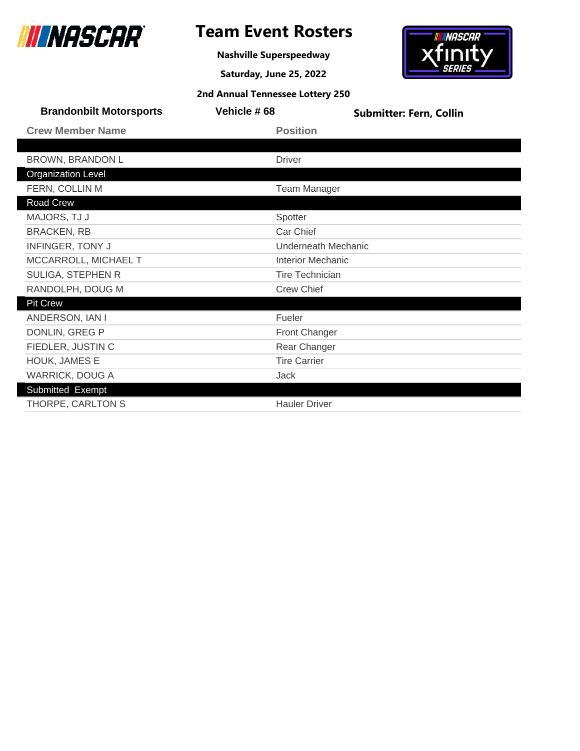# Team Event Rosters

**Nashville Superspeedway**

**Saturday, June 25, 2022**

**2nd Annual Tennessee Lottery 250**

**Brandonbilt Motorsports** | **Vehicle # 68** | **Submitter: Fern, Collin**

| Crew Member Name | Position |
|---|---|
| | |
| BROWN, BRANDON L | Driver |
| **Organization Level** | |
| FERN, COLLIN M | Team Manager |
| **Road Crew** | |
| MAJORS, TJ J | Spotter |
| BRACKEN, RB | Car Chief |
| INFINGER, TONY J | Underneath Mechanic |
| MCCARROLL, MICHAEL T | Interior Mechanic |
| SULIGA, STEPHEN R | Tire Technician |
| RANDOLPH, DOUG M | Crew Chief |
| **Pit Crew** | |
| ANDERSON, IAN I | Fueler |
| DONLIN, GREG P | Front Changer |
| FIEDLER, JUSTIN C | Rear Changer |
| HOUK, JAMES E | Tire Carrier |
| WARRICK, DOUG A | Jack |
| **Submitted Exempt** | |
| THORPE, CARLTON S | Hauler Driver |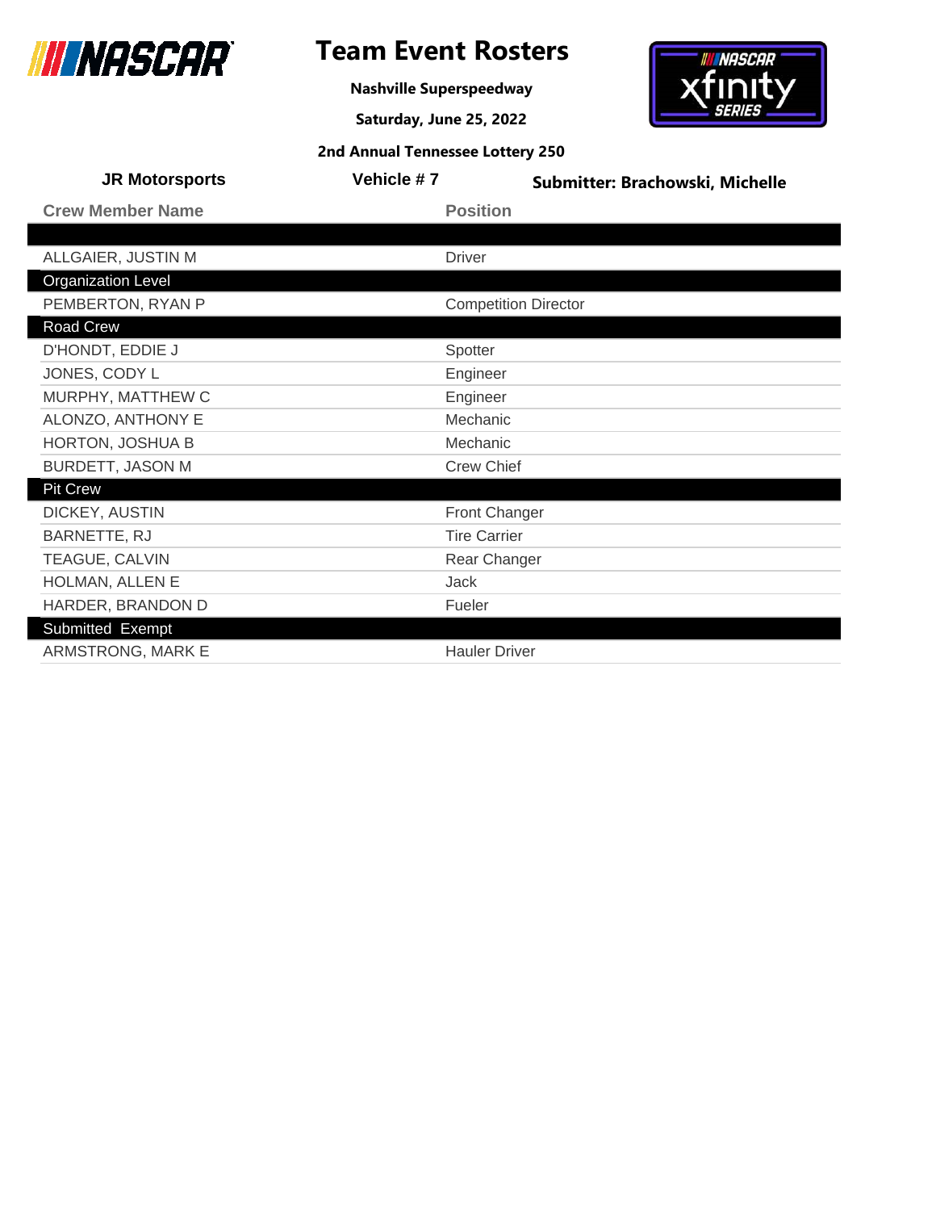# Team Event Rosters

**Nashville Superspeedway**

**Saturday, June 25, 2022**

**2nd Annual Tennessee Lottery 250**

**JR Motorsports** | **Vehicle # 7** | **Submitter: Brachowski, Michelle**

| Crew Member Name | Position |
|---|---|
| | |
| ALLGAIER, JUSTIN M | Driver |
| **Organization Level** | |
| PEMBERTON, RYAN P | Competition Director |
| **Road Crew** | |
| D'HONDT, EDDIE J | Spotter |
| JONES, CODY L | Engineer |
| MURPHY, MATTHEW C | Engineer |
| ALONZO, ANTHONY E | Mechanic |
| HORTON, JOSHUA B | Mechanic |
| BURDETT, JASON M | Crew Chief |
| **Pit Crew** | |
| DICKEY, AUSTIN | Front Changer |
| BARNETTE, RJ | Tire Carrier |
| TEAGUE, CALVIN | Rear Changer |
| HOLMAN, ALLEN E | Jack |
| HARDER, BRANDON D | Fueler |
| **Submitted Exempt** | |
| ARMSTRONG, MARK E | Hauler Driver |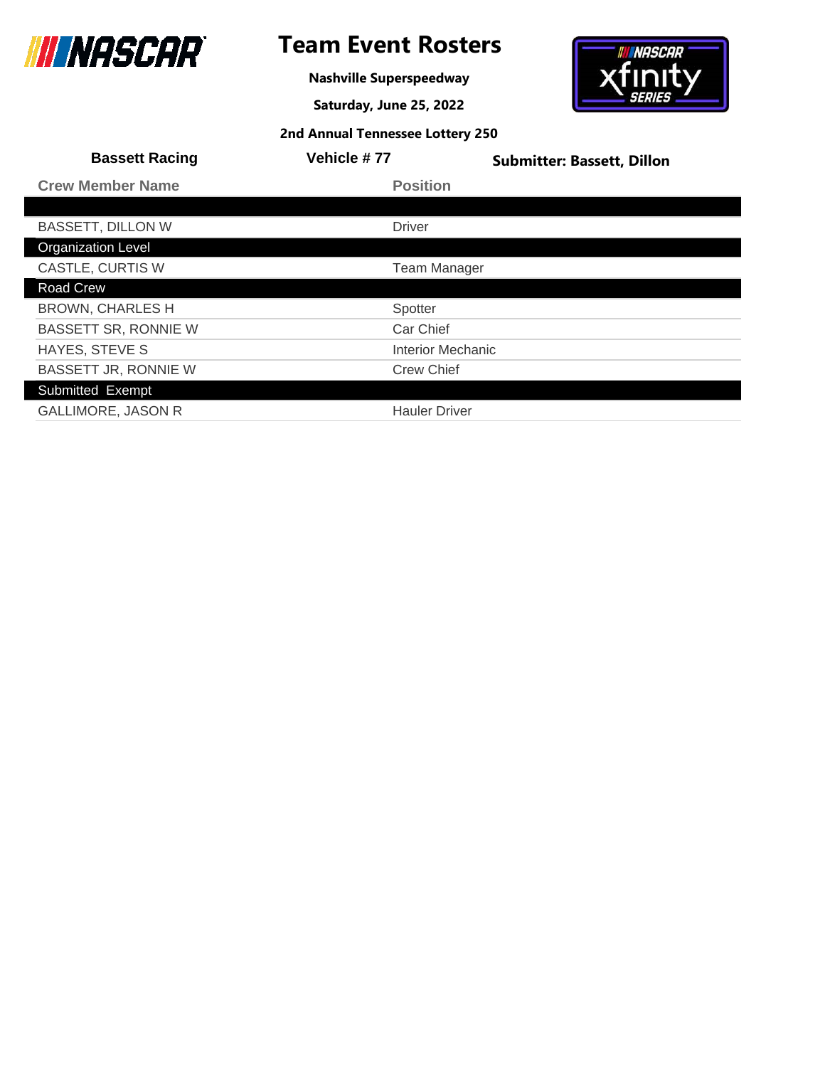# Team Event Rosters

**Nashville Superspeedway**

**Saturday, June 25, 2022**

**2nd Annual Tennessee Lottery 250**

**Bassett Racing** | **Vehicle # 77** | **Submitter: Bassett, Dillon**

| Crew Member Name | Position |
|---|---|
| | |
| BASSETT, DILLON W | Driver |
| **Organization Level** | |
| CASTLE, CURTIS W | Team Manager |
| **Road Crew** | |
| BROWN, CHARLES H | Spotter |
| BASSETT SR, RONNIE W | Car Chief |
| HAYES, STEVE S | Interior Mechanic |
| BASSETT JR, RONNIE W | Crew Chief |
| **Submitted Exempt** | |
| GALLIMORE, JASON R | Hauler Driver |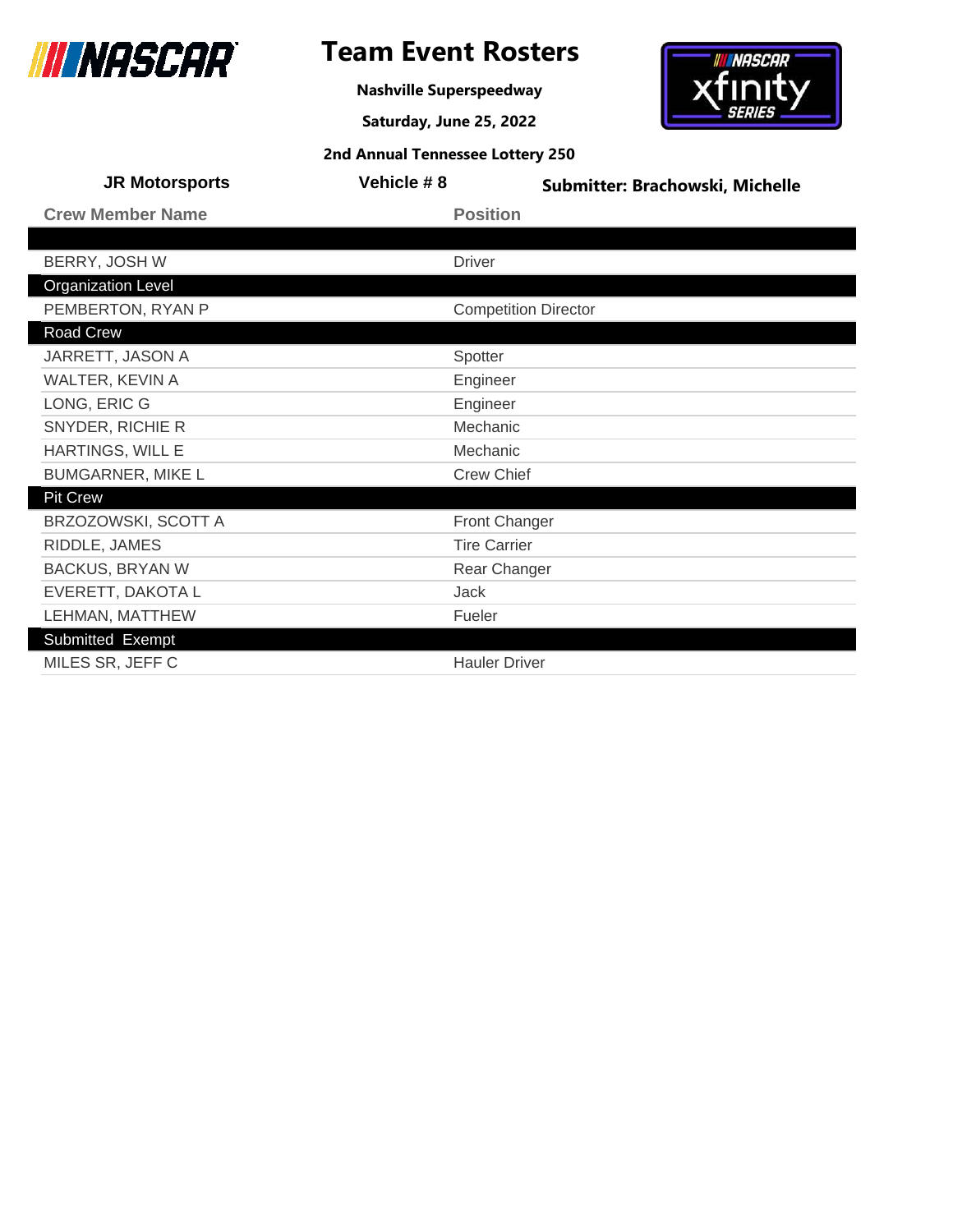# Team Event Rosters

**Nashville Superspeedway**

**Saturday, June 25, 2022**

**2nd Annual Tennessee Lottery 250**

**JR Motorsports** | **Vehicle # 8** | **Submitter: Brachowski, Michelle**

| Crew Member Name | Position |
|---|---|
| | |
| BERRY, JOSH W | Driver |
| **Organization Level** | |
| PEMBERTON, RYAN P | Competition Director |
| **Road Crew** | |
| JARRETT, JASON A | Spotter |
| WALTER, KEVIN A | Engineer |
| LONG, ERIC G | Engineer |
| SNYDER, RICHIE R | Mechanic |
| HARTINGS, WILL E | Mechanic |
| BUMGARNER, MIKE L | Crew Chief |
| **Pit Crew** | |
| BRZOZOWSKI, SCOTT A | Front Changer |
| RIDDLE, JAMES | Tire Carrier |
| BACKUS, BRYAN W | Rear Changer |
| EVERETT, DAKOTA L | Jack |
| LEHMAN, MATTHEW | Fueler |
| **Submitted Exempt** | |
| MILES SR, JEFF C | Hauler Driver |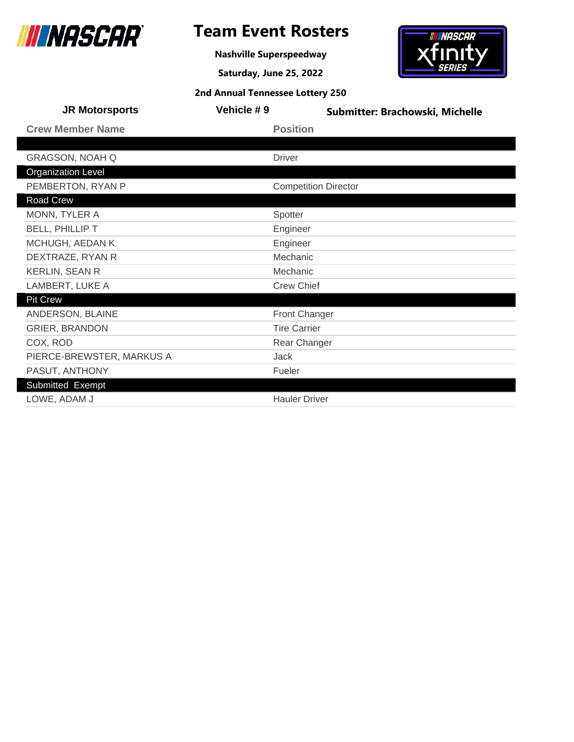# Team Event Rosters

**Nashville Superspeedway**

**Saturday, June 25, 2022**

**2nd Annual Tennessee Lottery 250**

**JR Motorsports** | **Vehicle # 9** | **Submitter: Brachowski, Michelle**

| Crew Member Name | Position |
|---|---|
| | |
| GRAGSON, NOAH Q | Driver |
| **Organization Level** | |
| PEMBERTON, RYAN P | Competition Director |
| **Road Crew** | |
| MONN, TYLER A | Spotter |
| BELL, PHILLIP T | Engineer |
| MCHUGH, AEDAN K | Engineer |
| DEXTRAZE, RYAN R | Mechanic |
| KERLIN, SEAN R | Mechanic |
| LAMBERT, LUKE A | Crew Chief |
| **Pit Crew** | |
| ANDERSON, BLAINE | Front Changer |
| GRIER, BRANDON | Tire Carrier |
| COX, ROD | Rear Changer |
| PIERCE-BREWSTER, MARKUS A | Jack |
| PASUT, ANTHONY | Fueler |
| **Submitted Exempt** | |
| LOWE, ADAM J | Hauler Driver |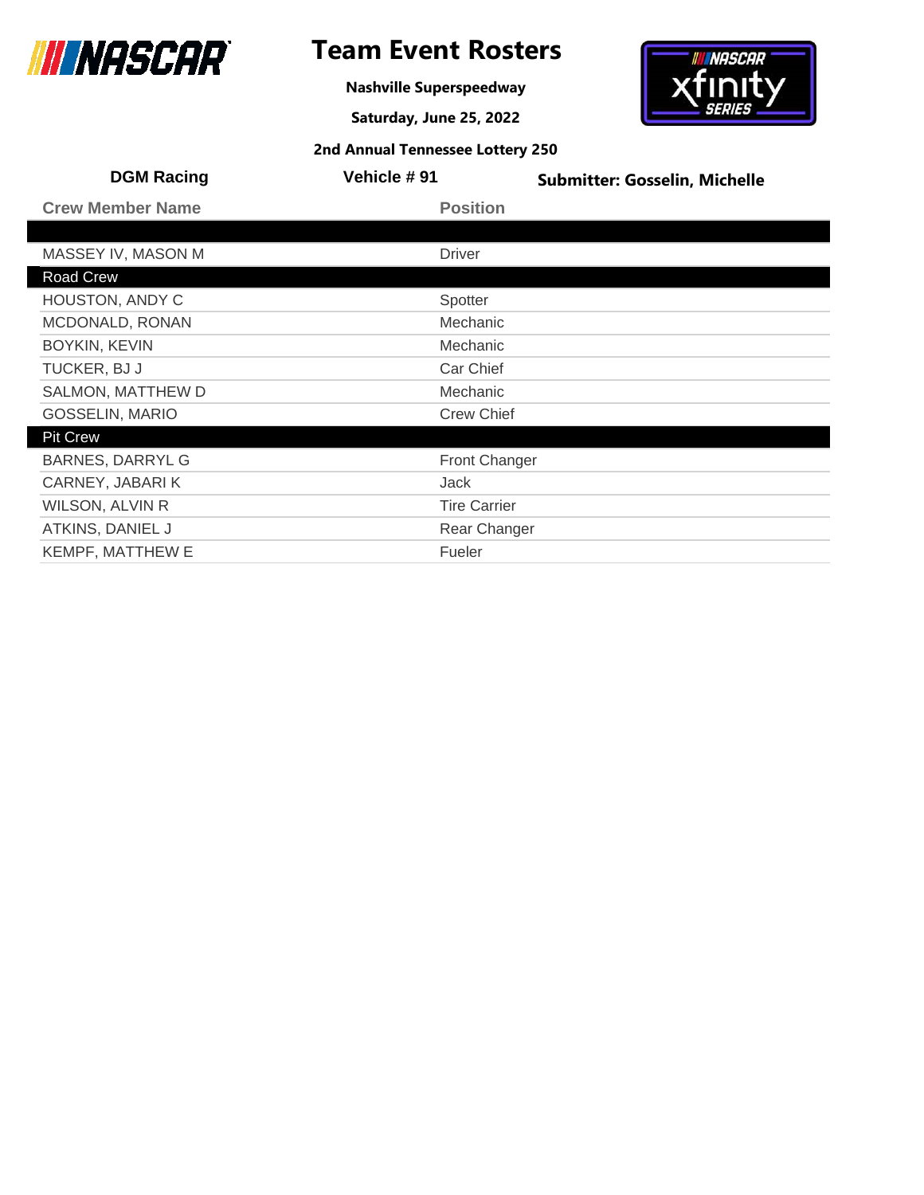# Team Event Rosters

**Nashville Superspeedway**

**Saturday, June 25, 2022**

**2nd Annual Tennessee Lottery 250**

**DGM Racing** | **Vehicle # 91** | **Submitter: Gosselin, Michelle**

| Crew Member Name | Position |
|---|---|
| | |
| MASSEY IV, MASON M | Driver |
| **Road Crew** | |
| HOUSTON, ANDY C | Spotter |
| MCDONALD, RONAN | Mechanic |
| BOYKIN, KEVIN | Mechanic |
| TUCKER, BJ J | Car Chief |
| SALMON, MATTHEW D | Mechanic |
| GOSSELIN, MARIO | Crew Chief |
| **Pit Crew** | |
| BARNES, DARRYL G | Front Changer |
| CARNEY, JABARI K | Jack |
| WILSON, ALVIN R | Tire Carrier |
| ATKINS, DANIEL J | Rear Changer |
| KEMPF, MATTHEW E | Fueler |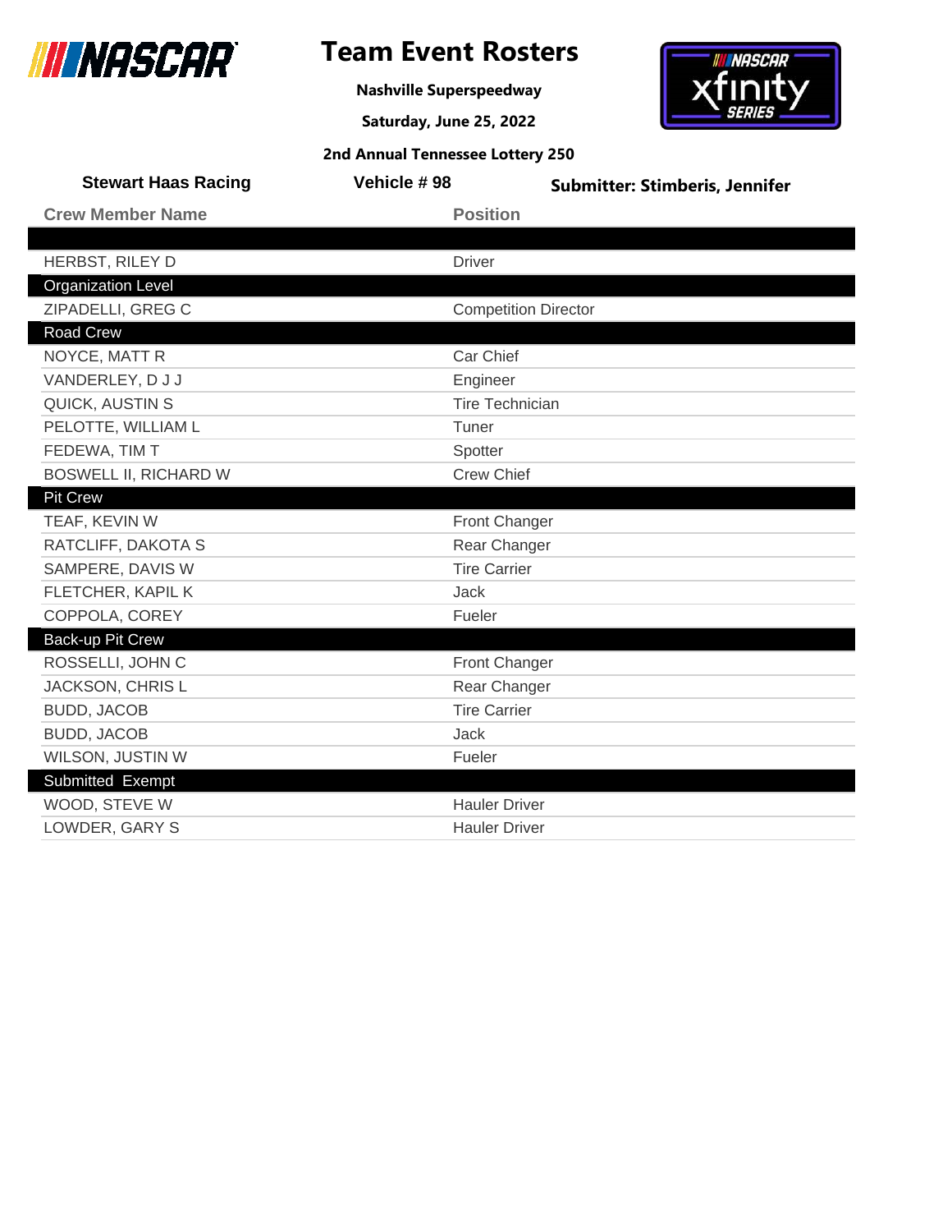# Team Event Rosters

**Nashville Superspeedway**

**Saturday, June 25, 2022**

**2nd Annual Tennessee Lottery 250**

**Stewart Haas Racing** | **Vehicle # 98** | **Submitter: Stimberis, Jennifer**

| Crew Member Name | Position |
|---|---|
| | |
| HERBST, RILEY D | Driver |
| **Organization Level** | |
| ZIPADELLI, GREG C | Competition Director |
| **Road Crew** | |
| NOYCE, MATT R | Car Chief |
| VANDERLEY, D J J | Engineer |
| QUICK, AUSTIN S | Tire Technician |
| PELOTTE, WILLIAM L | Tuner |
| FEDEWA, TIM T | Spotter |
| BOSWELL II, RICHARD W | Crew Chief |
| **Pit Crew** | |
| TEAF, KEVIN W | Front Changer |
| RATCLIFF, DAKOTA S | Rear Changer |
| SAMPERE, DAVIS W | Tire Carrier |
| FLETCHER, KAPIL K | Jack |
| COPPOLA, COREY | Fueler |
| **Back-up Pit Crew** | |
| ROSSELLI, JOHN C | Front Changer |
| JACKSON, CHRIS L | Rear Changer |
| BUDD, JACOB | Tire Carrier |
| BUDD, JACOB | Jack |
| WILSON, JUSTIN W | Fueler |
| **Submitted Exempt** | |
| WOOD, STEVE W | Hauler Driver |
| LOWDER, GARY S | Hauler Driver |